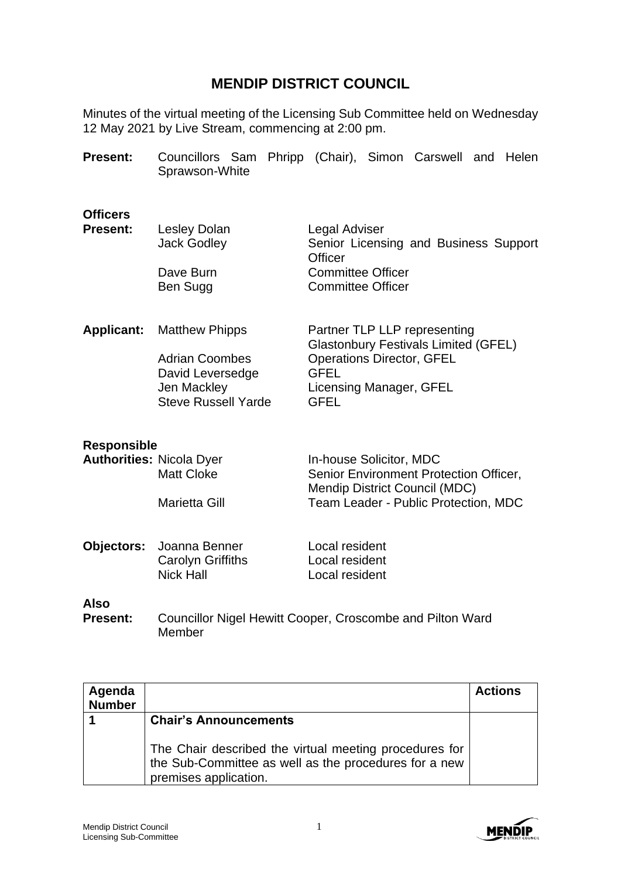# MENDIP DISTRICT COUNCIL

Minutes of the virtual meeting of the Licensing Sub Committee held on Wednesday 12 May 2021 by Live Stream, commencing at 2:00 pm.

**Present:** Councillors Sam Phripp (Chair), Simon Carswell and Helen Sprawson-White

**Officers Present:**

| | |
|---|---|
| Lesley Dolan | Legal Adviser |
| Jack Godley | Senior Licensing and Business Support Officer |
| Dave Burn | Committee Officer |
| Ben Sugg | Committee Officer |

**Applicant:**

| | |
|---|---|
| Matthew Phipps | Partner TLP LLP representing Glastonbury Festivals Limited (GFEL) |
| Adrian Coombes | Operations Director, GFEL |
| David Leversedge | GFEL |
| Jen Mackley | Licensing Manager, GFEL |
| Steve Russell Yarde | GFEL |

**Responsible Authorities:**

| | |
|---|---|
| Nicola Dyer | In-house Solicitor, MDC |
| Matt Cloke | Senior Environment Protection Officer, Mendip District Council (MDC) |
| Marietta Gill | Team Leader - Public Protection, MDC |

**Objectors:**

| | |
|---|---|
| Joanna Benner | Local resident |
| Carolyn Griffiths | Local resident |
| Nick Hall | Local resident |

**Also Present:** Councillor Nigel Hewitt Cooper, Croscombe and Pilton Ward Member

| Agenda Number | | Actions |
|---|---|---|
| **1** | **Chair's Announcements**<br><br>The Chair described the virtual meeting procedures for the Sub-Committee as well as the procedures for a new premises application. | |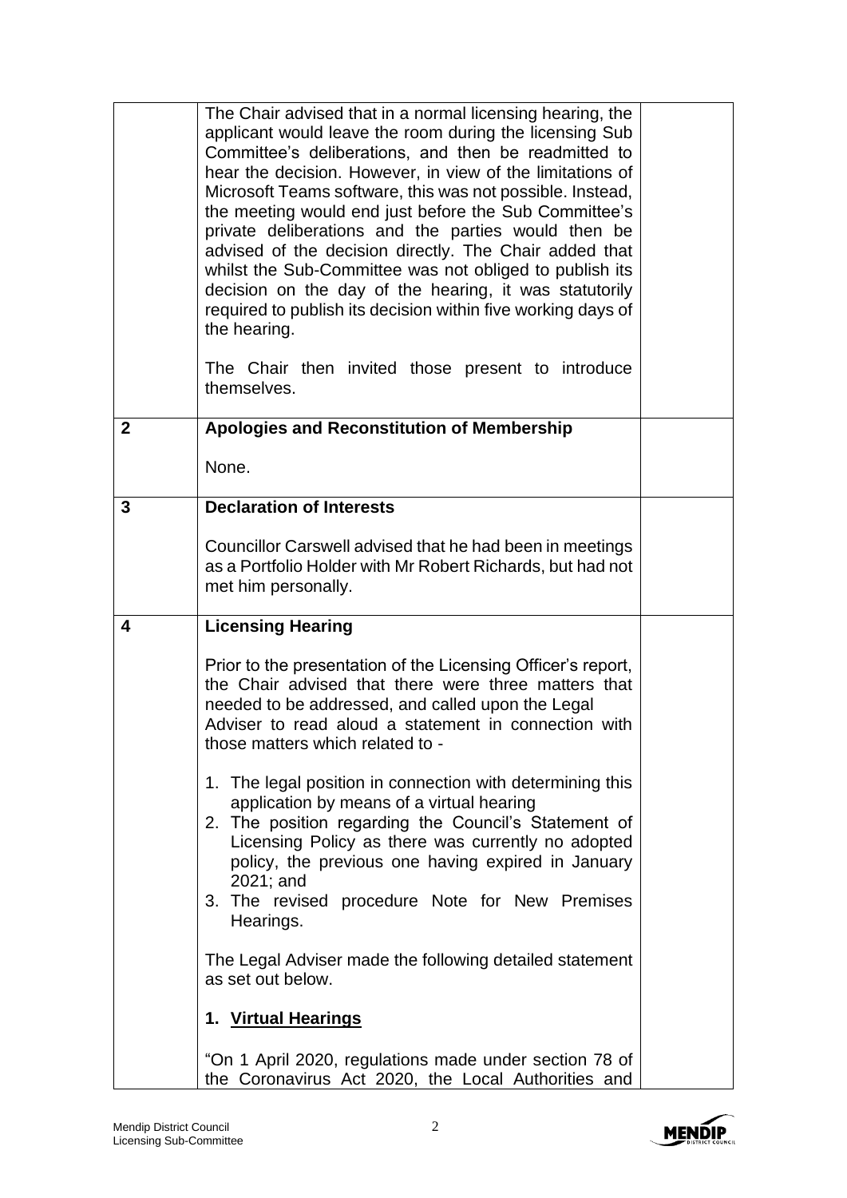| | | |
|---|---|---|
| | The Chair advised that in a normal licensing hearing, the applicant would leave the room during the licensing Sub Committee's deliberations, and then be readmitted to hear the decision. However, in view of the limitations of Microsoft Teams software, this was not possible. Instead, the meeting would end just before the Sub Committee's private deliberations and the parties would then be advised of the decision directly. The Chair added that whilst the Sub-Committee was not obliged to publish its decision on the day of the hearing, it was statutorily required to publish its decision within five working days of the hearing.<br><br>The Chair then invited those present to introduce themselves. | |
| **2** | **Apologies and Reconstitution of Membership**<br><br>None. | |
| **3** | **Declaration of Interests**<br><br>Councillor Carswell advised that he had been in meetings as a Portfolio Holder with Mr Robert Richards, but had not met him personally. | |
| **4** | **Licensing Hearing**<br><br>Prior to the presentation of the Licensing Officer's report, the Chair advised that there were three matters that needed to be addressed, and called upon the Legal Adviser to read aloud a statement in connection with those matters which related to -<br><br>1. The legal position in connection with determining this application by means of a virtual hearing<br>2. The position regarding the Council's Statement of Licensing Policy as there was currently no adopted policy, the previous one having expired in January 2021; and<br>3. The revised procedure Note for New Premises Hearings.<br><br>The Legal Adviser made the following detailed statement as set out below.<br><br>**1. <u>Virtual Hearings</u>**<br><br>"On 1 April 2020, regulations made under section 78 of the Coronavirus Act 2020, the Local Authorities and | |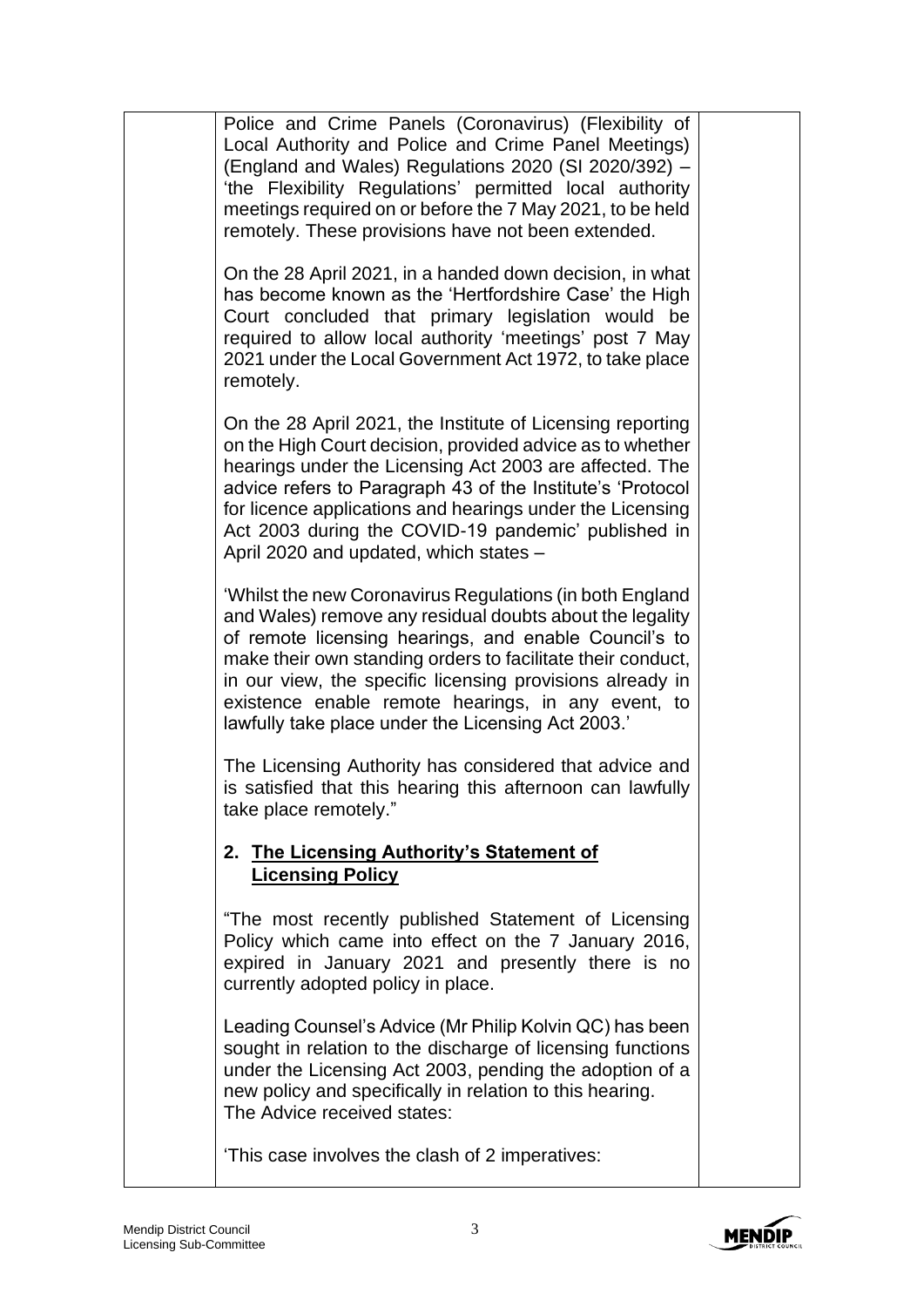Police and Crime Panels (Coronavirus) (Flexibility of Local Authority and Police and Crime Panel Meetings) (England and Wales) Regulations 2020 (SI 2020/392) – 'the Flexibility Regulations' permitted local authority meetings required on or before the 7 May 2021, to be held remotely. These provisions have not been extended.

On the 28 April 2021, in a handed down decision, in what has become known as the 'Hertfordshire Case' the High Court concluded that primary legislation would be required to allow local authority 'meetings' post 7 May 2021 under the Local Government Act 1972, to take place remotely.

On the 28 April 2021, the Institute of Licensing reporting on the High Court decision, provided advice as to whether hearings under the Licensing Act 2003 are affected. The advice refers to Paragraph 43 of the Institute's 'Protocol for licence applications and hearings under the Licensing Act 2003 during the COVID-19 pandemic' published in April 2020 and updated, which states –

'Whilst the new Coronavirus Regulations (in both England and Wales) remove any residual doubts about the legality of remote licensing hearings, and enable Council's to make their own standing orders to facilitate their conduct, in our view, the specific licensing provisions already in existence enable remote hearings, in any event, to lawfully take place under the Licensing Act 2003.'

The Licensing Authority has considered that advice and is satisfied that this hearing this afternoon can lawfully take place remotely."

## 2. The Licensing Authority's Statement of Licensing Policy

"The most recently published Statement of Licensing Policy which came into effect on the 7 January 2016, expired in January 2021 and presently there is no currently adopted policy in place.

Leading Counsel's Advice (Mr Philip Kolvin QC) has been sought in relation to the discharge of licensing functions under the Licensing Act 2003, pending the adoption of a new policy and specifically in relation to this hearing. The Advice received states:

'This case involves the clash of 2 imperatives: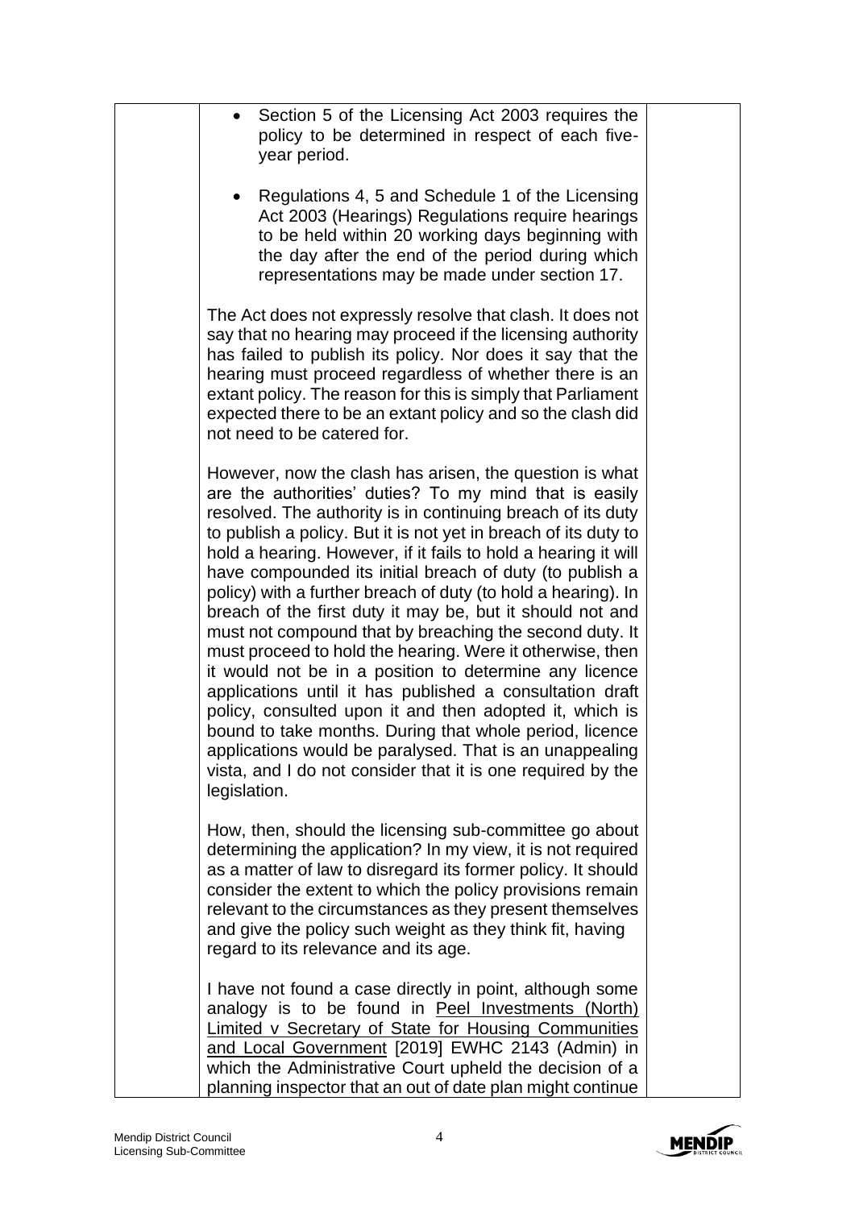- Section 5 of the Licensing Act 2003 requires the policy to be determined in respect of each five-year period.

- Regulations 4, 5 and Schedule 1 of the Licensing Act 2003 (Hearings) Regulations require hearings to be held within 20 working days beginning with the day after the end of the period during which representations may be made under section 17.

The Act does not expressly resolve that clash. It does not say that no hearing may proceed if the licensing authority has failed to publish its policy. Nor does it say that the hearing must proceed regardless of whether there is an extant policy. The reason for this is simply that Parliament expected there to be an extant policy and so the clash did not need to be catered for.

However, now the clash has arisen, the question is what are the authorities' duties? To my mind that is easily resolved. The authority is in continuing breach of its duty to publish a policy. But it is not yet in breach of its duty to hold a hearing. However, if it fails to hold a hearing it will have compounded its initial breach of duty (to publish a policy) with a further breach of duty (to hold a hearing). In breach of the first duty it may be, but it should not and must not compound that by breaching the second duty. It must proceed to hold the hearing. Were it otherwise, then it would not be in a position to determine any licence applications until it has published a consultation draft policy, consulted upon it and then adopted it, which is bound to take months. During that whole period, licence applications would be paralysed. That is an unappealing vista, and I do not consider that it is one required by the legislation.

How, then, should the licensing sub-committee go about determining the application? In my view, it is not required as a matter of law to disregard its former policy. It should consider the extent to which the policy provisions remain relevant to the circumstances as they present themselves and give the policy such weight as they think fit, having regard to its relevance and its age.

I have not found a case directly in point, although some analogy is to be found in Peel Investments (North) Limited v Secretary of State for Housing Communities and Local Government [2019] EWHC 2143 (Admin) in which the Administrative Court upheld the decision of a planning inspector that an out of date plan might continue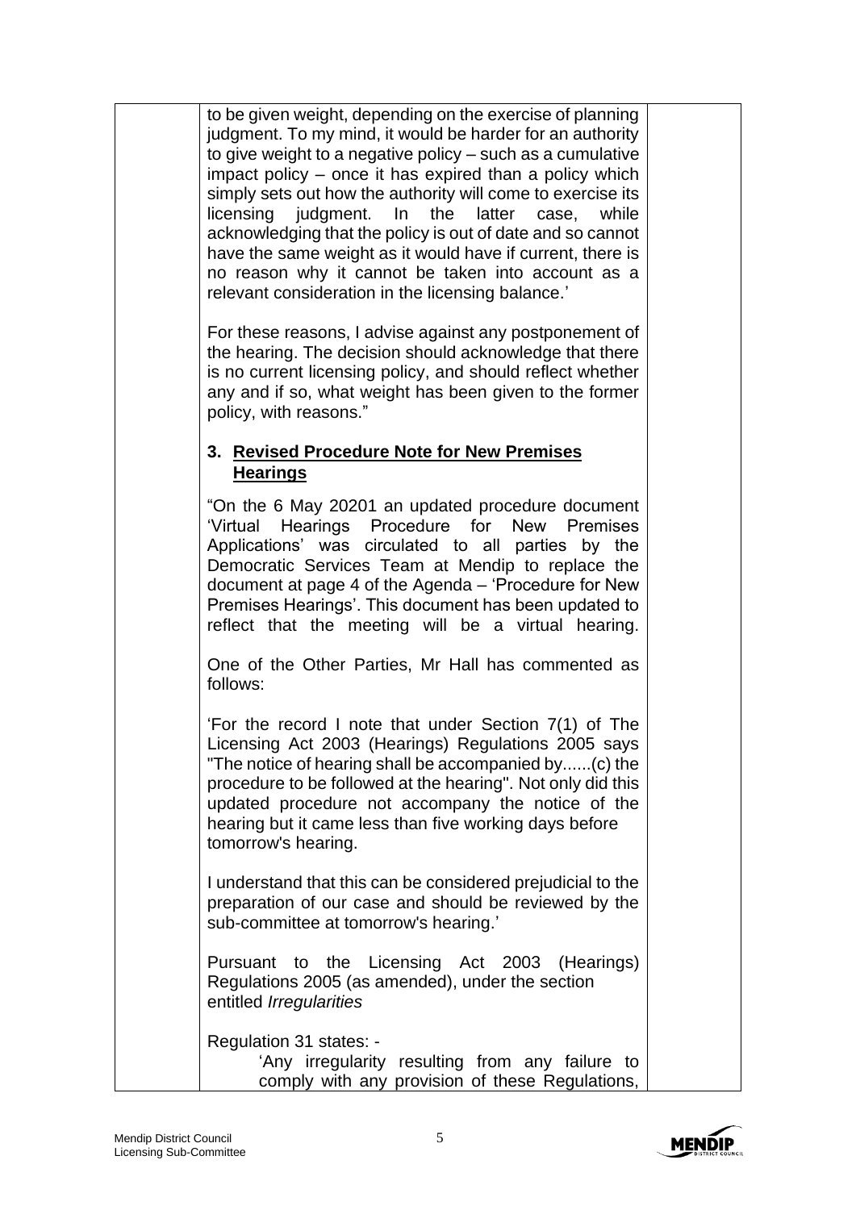to be given weight, depending on the exercise of planning judgment. To my mind, it would be harder for an authority to give weight to a negative policy – such as a cumulative impact policy – once it has expired than a policy which simply sets out how the authority will come to exercise its licensing judgment. In the latter case, while acknowledging that the policy is out of date and so cannot have the same weight as it would have if current, there is no reason why it cannot be taken into account as a relevant consideration in the licensing balance.'

For these reasons, I advise against any postponement of the hearing. The decision should acknowledge that there is no current licensing policy, and should reflect whether any and if so, what weight has been given to the former policy, with reasons."

### 3. Revised Procedure Note for New Premises Hearings

"On the 6 May 20201 an updated procedure document 'Virtual Hearings Procedure for New Premises Applications' was circulated to all parties by the Democratic Services Team at Mendip to replace the document at page 4 of the Agenda – 'Procedure for New Premises Hearings'. This document has been updated to reflect that the meeting will be a virtual hearing.

One of the Other Parties, Mr Hall has commented as follows:

'For the record I note that under Section 7(1) of The Licensing Act 2003 (Hearings) Regulations 2005 says "The notice of hearing shall be accompanied by......(c) the procedure to be followed at the hearing". Not only did this updated procedure not accompany the notice of the hearing but it came less than five working days before tomorrow's hearing.

I understand that this can be considered prejudicial to the preparation of our case and should be reviewed by the sub-committee at tomorrow's hearing.'

Pursuant to the Licensing Act 2003 (Hearings) Regulations 2005 (as amended), under the section entitled *Irregularities*

Regulation 31 states: -

> 'Any irregularity resulting from any failure to comply with any provision of these Regulations,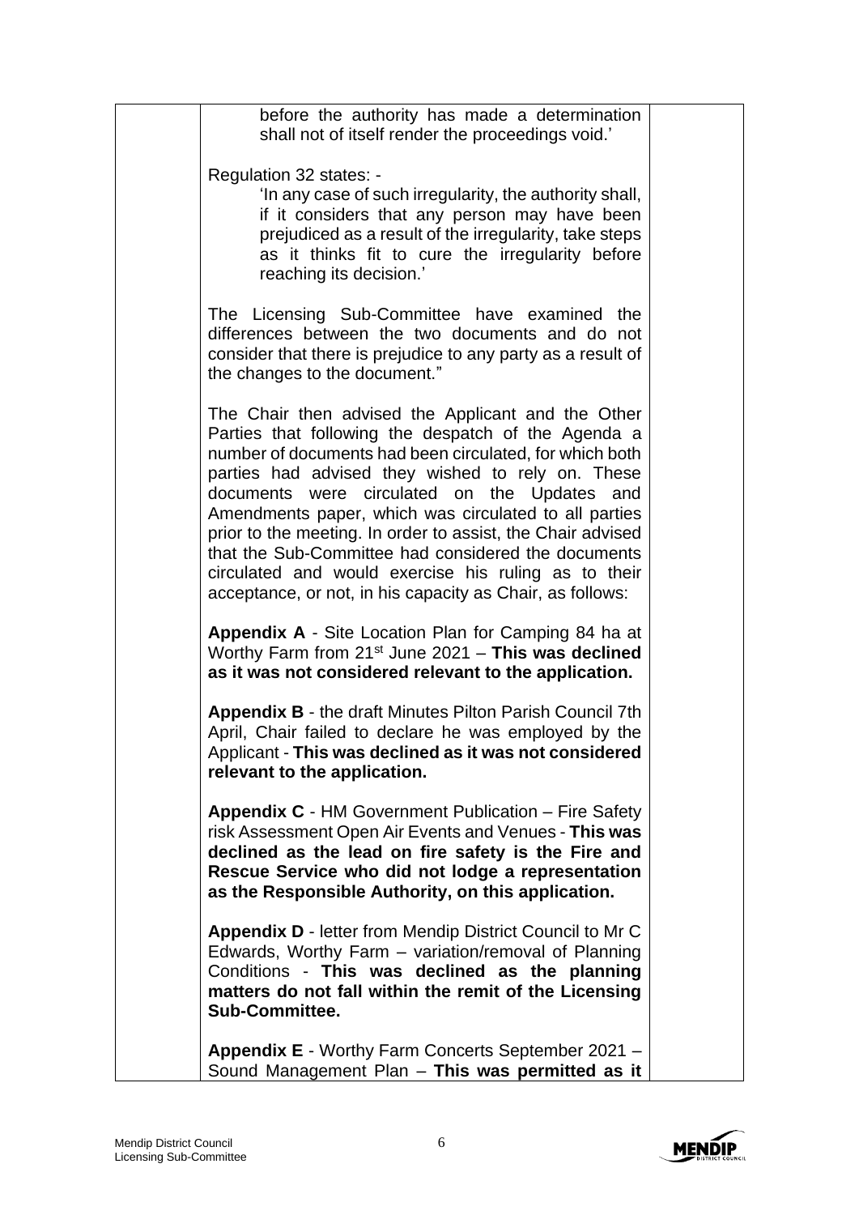before the authority has made a determination shall not of itself render the proceedings void.'

Regulation 32 states: -

> 'In any case of such irregularity, the authority shall, if it considers that any person may have been prejudiced as a result of the irregularity, take steps as it thinks fit to cure the irregularity before reaching its decision.'

The Licensing Sub-Committee have examined the differences between the two documents and do not consider that there is prejudice to any party as a result of the changes to the document."

The Chair then advised the Applicant and the Other Parties that following the despatch of the Agenda a number of documents had been circulated, for which both parties had advised they wished to rely on. These documents were circulated on the Updates and Amendments paper, which was circulated to all parties prior to the meeting. In order to assist, the Chair advised that the Sub-Committee had considered the documents circulated and would exercise his ruling as to their acceptance, or not, in his capacity as Chair, as follows:

**Appendix A** - Site Location Plan for Camping 84 ha at Worthy Farm from 21st June 2021 – **This was declined as it was not considered relevant to the application.**

**Appendix B** - the draft Minutes Pilton Parish Council 7th April, Chair failed to declare he was employed by the Applicant - **This was declined as it was not considered relevant to the application.**

**Appendix C** - HM Government Publication – Fire Safety risk Assessment Open Air Events and Venues - **This was declined as the lead on fire safety is the Fire and Rescue Service who did not lodge a representation as the Responsible Authority, on this application.**

**Appendix D** - letter from Mendip District Council to Mr C Edwards, Worthy Farm – variation/removal of Planning Conditions - **This was declined as the planning matters do not fall within the remit of the Licensing Sub-Committee.**

**Appendix E** - Worthy Farm Concerts September 2021 – Sound Management Plan – **This was permitted as it**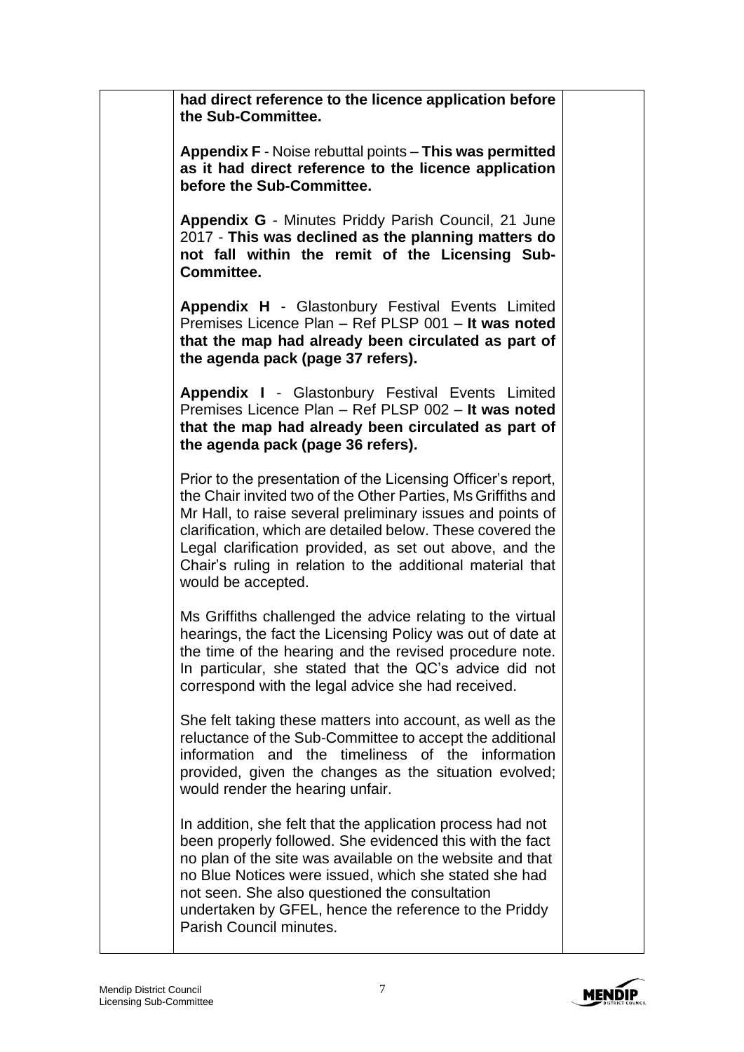**had direct reference to the licence application before the Sub-Committee.**

**Appendix F** - Noise rebuttal points – **This was permitted as it had direct reference to the licence application before the Sub-Committee.**

**Appendix G** - Minutes Priddy Parish Council, 21 June 2017 - **This was declined as the planning matters do not fall within the remit of the Licensing Sub-Committee.**

**Appendix H** - Glastonbury Festival Events Limited Premises Licence Plan – Ref PLSP 001 – **It was noted that the map had already been circulated as part of the agenda pack (page 37 refers).**

**Appendix I** - Glastonbury Festival Events Limited Premises Licence Plan – Ref PLSP 002 – **It was noted that the map had already been circulated as part of the agenda pack (page 36 refers).**

Prior to the presentation of the Licensing Officer's report, the Chair invited two of the Other Parties, Ms Griffiths and Mr Hall, to raise several preliminary issues and points of clarification, which are detailed below. These covered the Legal clarification provided, as set out above, and the Chair's ruling in relation to the additional material that would be accepted.

Ms Griffiths challenged the advice relating to the virtual hearings, the fact the Licensing Policy was out of date at the time of the hearing and the revised procedure note. In particular, she stated that the QC's advice did not correspond with the legal advice she had received.

She felt taking these matters into account, as well as the reluctance of the Sub-Committee to accept the additional information and the timeliness of the information provided, given the changes as the situation evolved; would render the hearing unfair.

In addition, she felt that the application process had not been properly followed. She evidenced this with the fact no plan of the site was available on the website and that no Blue Notices were issued, which she stated she had not seen. She also questioned the consultation undertaken by GFEL, hence the reference to the Priddy Parish Council minutes.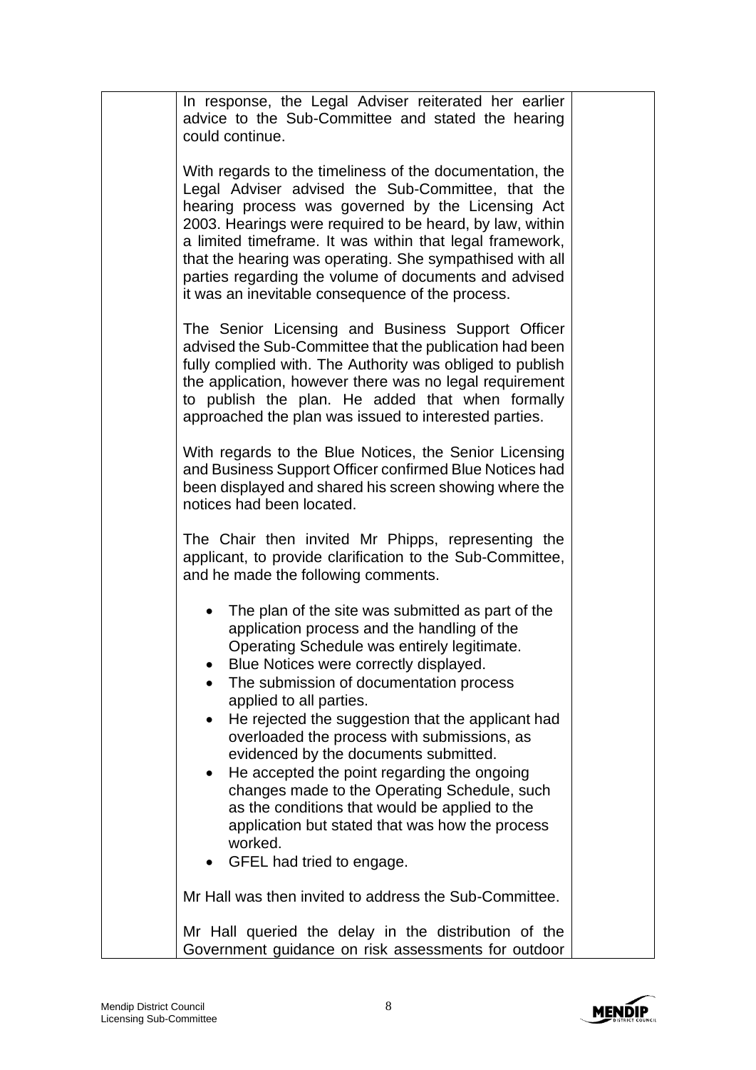In response, the Legal Adviser reiterated her earlier advice to the Sub-Committee and stated the hearing could continue.

With regards to the timeliness of the documentation, the Legal Adviser advised the Sub-Committee, that the hearing process was governed by the Licensing Act 2003. Hearings were required to be heard, by law, within a limited timeframe. It was within that legal framework, that the hearing was operating. She sympathised with all parties regarding the volume of documents and advised it was an inevitable consequence of the process.

The Senior Licensing and Business Support Officer advised the Sub-Committee that the publication had been fully complied with. The Authority was obliged to publish the application, however there was no legal requirement to publish the plan. He added that when formally approached the plan was issued to interested parties.

With regards to the Blue Notices, the Senior Licensing and Business Support Officer confirmed Blue Notices had been displayed and shared his screen showing where the notices had been located.

The Chair then invited Mr Phipps, representing the applicant, to provide clarification to the Sub-Committee, and he made the following comments.

- The plan of the site was submitted as part of the application process and the handling of the Operating Schedule was entirely legitimate.
- Blue Notices were correctly displayed.
- The submission of documentation process applied to all parties.
- He rejected the suggestion that the applicant had overloaded the process with submissions, as evidenced by the documents submitted.
- He accepted the point regarding the ongoing changes made to the Operating Schedule, such as the conditions that would be applied to the application but stated that was how the process worked.
- GFEL had tried to engage.

Mr Hall was then invited to address the Sub-Committee.

Mr Hall queried the delay in the distribution of the Government guidance on risk assessments for outdoor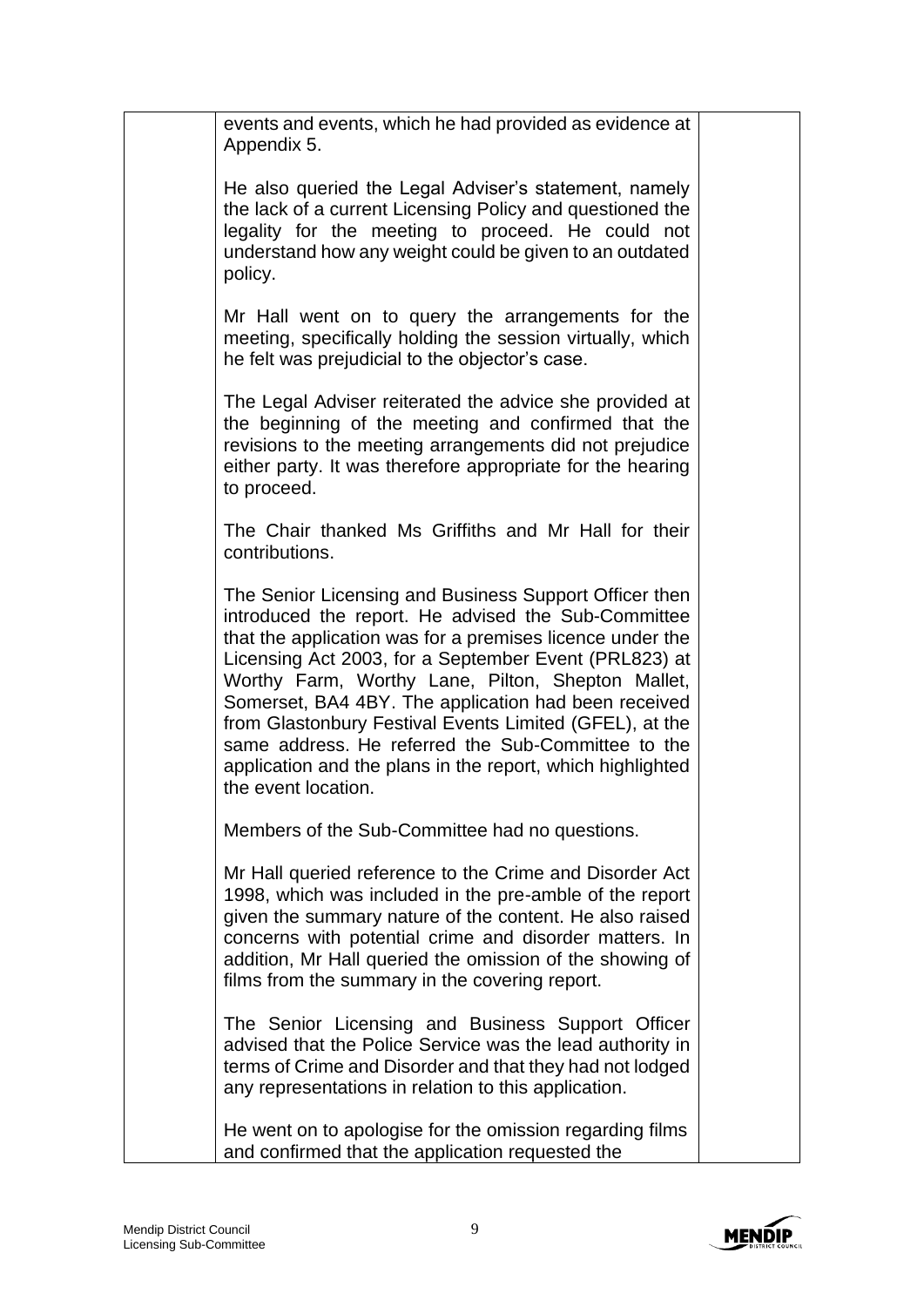events and events, which he had provided as evidence at Appendix 5.

He also queried the Legal Adviser's statement, namely the lack of a current Licensing Policy and questioned the legality for the meeting to proceed. He could not understand how any weight could be given to an outdated policy.

Mr Hall went on to query the arrangements for the meeting, specifically holding the session virtually, which he felt was prejudicial to the objector's case.

The Legal Adviser reiterated the advice she provided at the beginning of the meeting and confirmed that the revisions to the meeting arrangements did not prejudice either party. It was therefore appropriate for the hearing to proceed.

The Chair thanked Ms Griffiths and Mr Hall for their contributions.

The Senior Licensing and Business Support Officer then introduced the report. He advised the Sub-Committee that the application was for a premises licence under the Licensing Act 2003, for a September Event (PRL823) at Worthy Farm, Worthy Lane, Pilton, Shepton Mallet, Somerset, BA4 4BY. The application had been received from Glastonbury Festival Events Limited (GFEL), at the same address. He referred the Sub-Committee to the application and the plans in the report, which highlighted the event location.

Members of the Sub-Committee had no questions.

Mr Hall queried reference to the Crime and Disorder Act 1998, which was included in the pre-amble of the report given the summary nature of the content. He also raised concerns with potential crime and disorder matters. In addition, Mr Hall queried the omission of the showing of films from the summary in the covering report.

The Senior Licensing and Business Support Officer advised that the Police Service was the lead authority in terms of Crime and Disorder and that they had not lodged any representations in relation to this application.

He went on to apologise for the omission regarding films and confirmed that the application requested the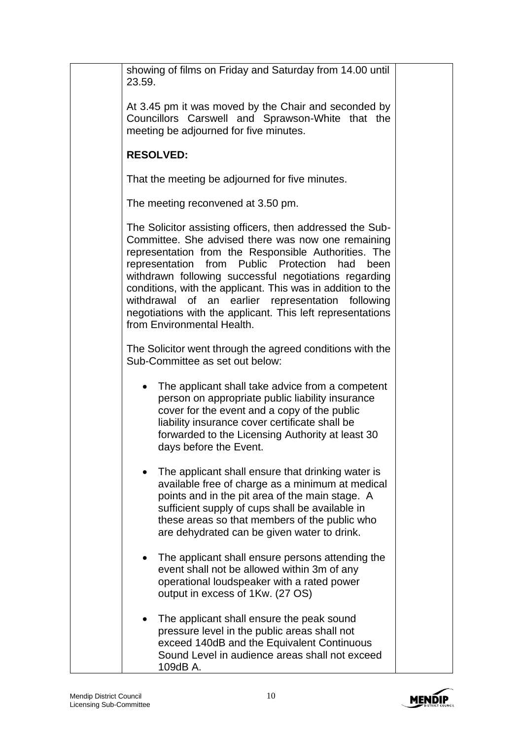showing of films on Friday and Saturday from 14.00 until 23.59.

At 3.45 pm it was moved by the Chair and seconded by Councillors Carswell and Sprawson-White that the meeting be adjourned for five minutes.

**RESOLVED:**

That the meeting be adjourned for five minutes.

The meeting reconvened at 3.50 pm.

The Solicitor assisting officers, then addressed the Sub-Committee. She advised there was now one remaining representation from the Responsible Authorities. The representation from Public Protection had been withdrawn following successful negotiations regarding conditions, with the applicant. This was in addition to the withdrawal of an earlier representation following negotiations with the applicant. This left representations from Environmental Health.

The Solicitor went through the agreed conditions with the Sub-Committee as set out below:

- The applicant shall take advice from a competent person on appropriate public liability insurance cover for the event and a copy of the public liability insurance cover certificate shall be forwarded to the Licensing Authority at least 30 days before the Event.

- The applicant shall ensure that drinking water is available free of charge as a minimum at medical points and in the pit area of the main stage. A sufficient supply of cups shall be available in these areas so that members of the public who are dehydrated can be given water to drink.

- The applicant shall ensure persons attending the event shall not be allowed within 3m of any operational loudspeaker with a rated power output in excess of 1Kw. (27 OS)

- The applicant shall ensure the peak sound pressure level in the public areas shall not exceed 140dB and the Equivalent Continuous Sound Level in audience areas shall not exceed 109dB A.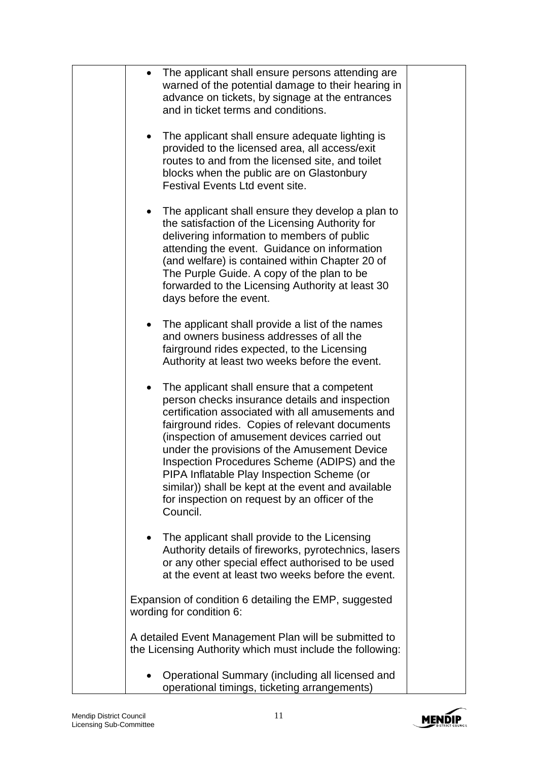| | | |
|---|---|---|
| | • The applicant shall ensure persons attending are warned of the potential damage to their hearing in advance on tickets, by signage at the entrances and in ticket terms and conditions.<br><br>• The applicant shall ensure adequate lighting is provided to the licensed area, all access/exit routes to and from the licensed site, and toilet blocks when the public are on Glastonbury Festival Events Ltd event site.<br><br>• The applicant shall ensure they develop a plan to the satisfaction of the Licensing Authority for delivering information to members of public attending the event. Guidance on information (and welfare) is contained within Chapter 20 of The Purple Guide. A copy of the plan to be forwarded to the Licensing Authority at least 30 days before the event.<br><br>• The applicant shall provide a list of the names and owners business addresses of all the fairground rides expected, to the Licensing Authority at least two weeks before the event.<br><br>• The applicant shall ensure that a competent person checks insurance details and inspection certification associated with all amusements and fairground rides. Copies of relevant documents (inspection of amusement devices carried out under the provisions of the Amusement Device Inspection Procedures Scheme (ADIPS) and the PIPA Inflatable Play Inspection Scheme (or similar)) shall be kept at the event and available for inspection on request by an officer of the Council.<br><br>• The applicant shall provide to the Licensing Authority details of fireworks, pyrotechnics, lasers or any other special effect authorised to be used at the event at least two weeks before the event.<br><br>Expansion of condition 6 detailing the EMP, suggested wording for condition 6:<br><br>A detailed Event Management Plan will be submitted to the Licensing Authority which must include the following:<br><br>• Operational Summary (including all licensed and operational timings, ticketing arrangements) | |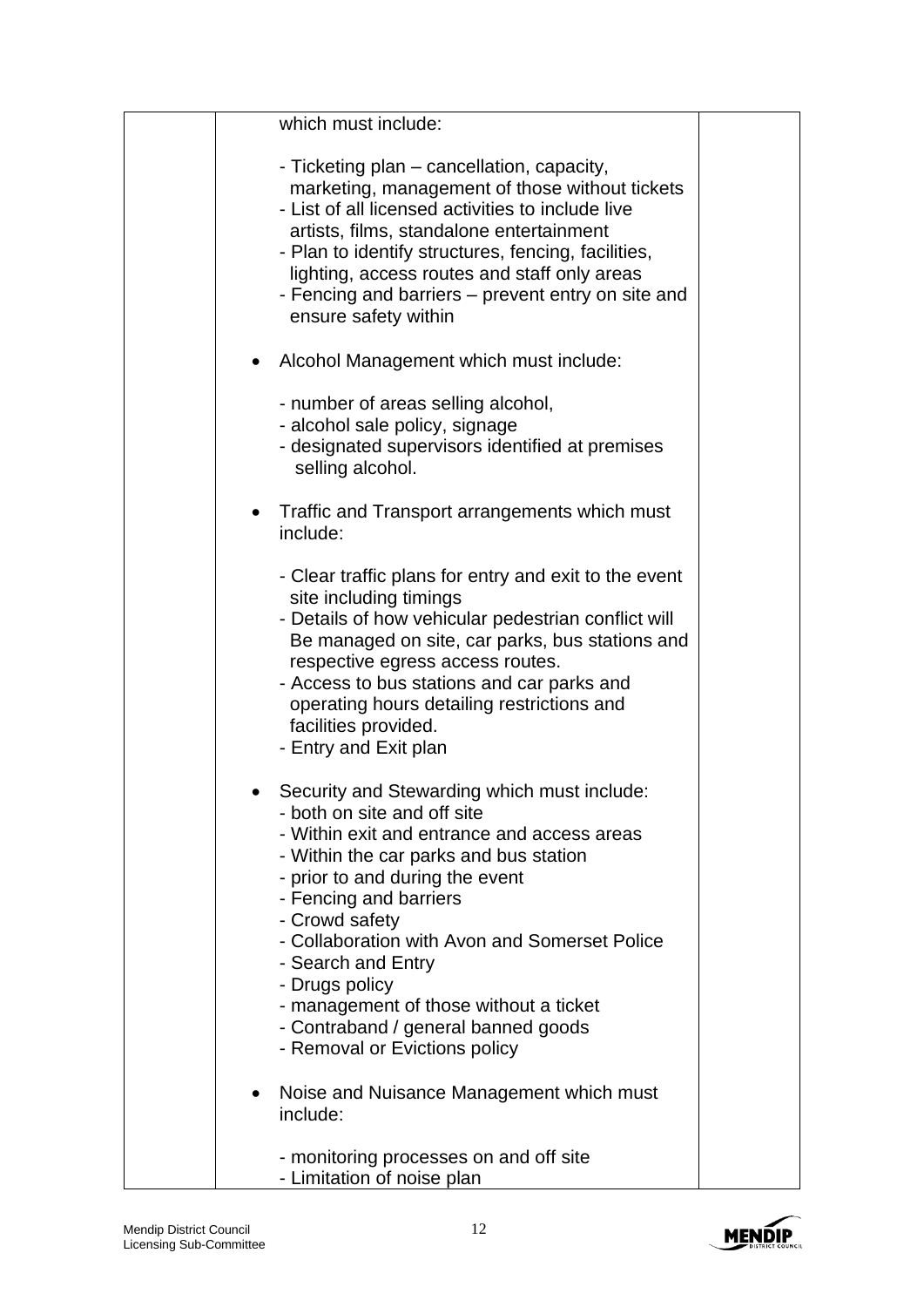| | which must include:<br><br>- Ticketing plan – cancellation, capacity, marketing, management of those without tickets<br>- List of all licensed activities to include live artists, films, standalone entertainment<br>- Plan to identify structures, fencing, facilities, lighting, access routes and staff only areas<br>- Fencing and barriers – prevent entry on site and ensure safety within<br><br>• Alcohol Management which must include:<br><br>- number of areas selling alcohol,<br>- alcohol sale policy, signage<br>- designated supervisors identified at premises selling alcohol.<br><br>• Traffic and Transport arrangements which must include:<br><br>- Clear traffic plans for entry and exit to the event site including timings<br>- Details of how vehicular pedestrian conflict will Be managed on site, car parks, bus stations and respective egress access routes.<br>- Access to bus stations and car parks and operating hours detailing restrictions and facilities provided.<br>- Entry and Exit plan<br><br>• Security and Stewarding which must include:<br>- both on site and off site<br>- Within exit and entrance and access areas<br>- Within the car parks and bus station<br>- prior to and during the event<br>- Fencing and barriers<br>- Crowd safety<br>- Collaboration with Avon and Somerset Police<br>- Search and Entry<br>- Drugs policy<br>- management of those without a ticket<br>- Contraband / general banned goods<br>- Removal or Evictions policy<br><br>• Noise and Nuisance Management which must include:<br><br>- monitoring processes on and off site<br>- Limitation of noise plan | |
|---|---|---|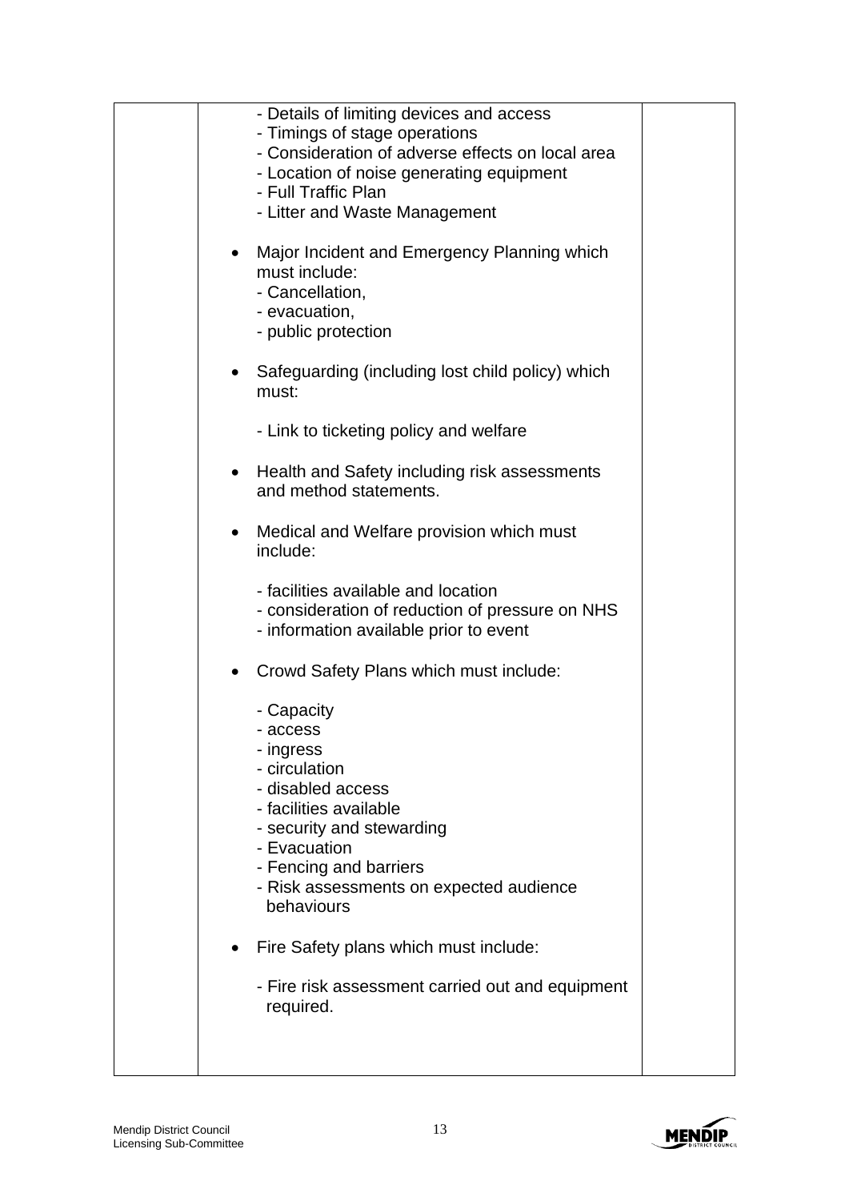| | | |
|---|---|---|
| | - Details of limiting devices and access<br>- Timings of stage operations<br>- Consideration of adverse effects on local area<br>- Location of noise generating equipment<br>- Full Traffic Plan<br>- Litter and Waste Management<br><br>• Major Incident and Emergency Planning which must include:<br>- Cancellation,<br>- evacuation,<br>- public protection<br><br>• Safeguarding (including lost child policy) which must:<br><br>- Link to ticketing policy and welfare<br><br>• Health and Safety including risk assessments and method statements.<br><br>• Medical and Welfare provision which must include:<br><br>- facilities available and location<br>- consideration of reduction of pressure on NHS<br>- information available prior to event<br><br>• Crowd Safety Plans which must include:<br><br>- Capacity<br>- access<br>- ingress<br>- circulation<br>- disabled access<br>- facilities available<br>- security and stewarding<br>- Evacuation<br>- Fencing and barriers<br>- Risk assessments on expected audience behaviours<br><br>• Fire Safety plans which must include:<br><br>- Fire risk assessment carried out and equipment required. | |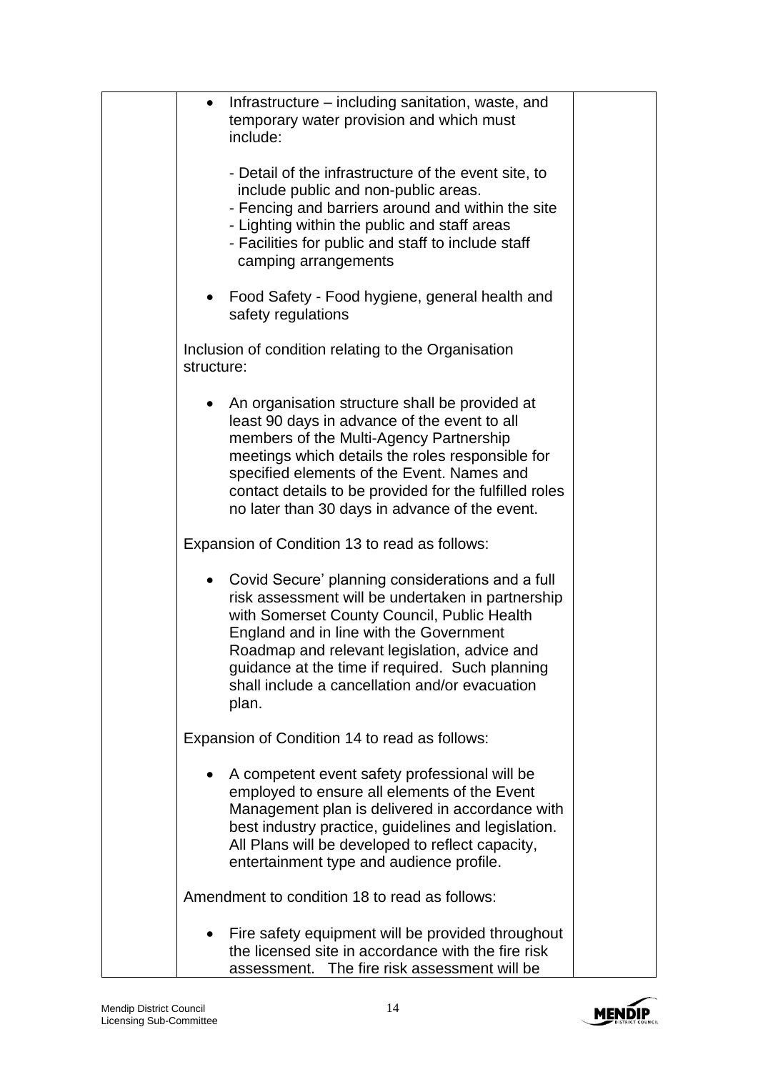| | | |
|---|---|---|
| | • Infrastructure – including sanitation, waste, and temporary water provision and which must include:<br><br>- Detail of the infrastructure of the event site, to include public and non-public areas.<br>- Fencing and barriers around and within the site<br>- Lighting within the public and staff areas<br>- Facilities for public and staff to include staff camping arrangements<br><br>• Food Safety - Food hygiene, general health and safety regulations<br><br>Inclusion of condition relating to the Organisation structure:<br><br>• An organisation structure shall be provided at least 90 days in advance of the event to all members of the Multi-Agency Partnership meetings which details the roles responsible for specified elements of the Event. Names and contact details to be provided for the fulfilled roles no later than 30 days in advance of the event.<br><br>Expansion of Condition 13 to read as follows:<br><br>• Covid Secure' planning considerations and a full risk assessment will be undertaken in partnership with Somerset County Council, Public Health England and in line with the Government Roadmap and relevant legislation, advice and guidance at the time if required. Such planning shall include a cancellation and/or evacuation plan.<br><br>Expansion of Condition 14 to read as follows:<br><br>• A competent event safety professional will be employed to ensure all elements of the Event Management plan is delivered in accordance with best industry practice, guidelines and legislation. All Plans will be developed to reflect capacity, entertainment type and audience profile.<br><br>Amendment to condition 18 to read as follows:<br><br>• Fire safety equipment will be provided throughout the licensed site in accordance with the fire risk assessment. The fire risk assessment will be | |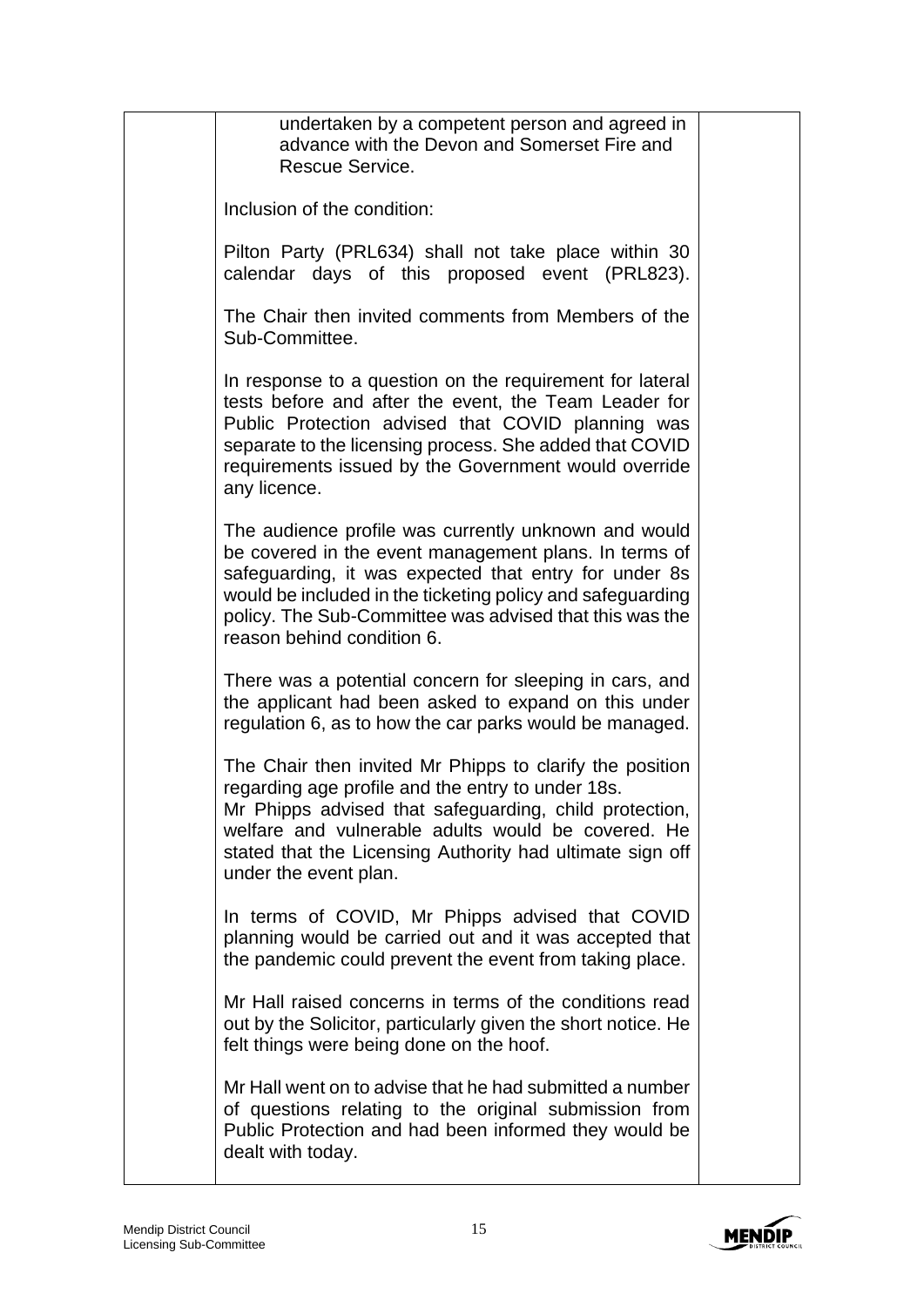undertaken by a competent person and agreed in advance with the Devon and Somerset Fire and Rescue Service.

Inclusion of the condition:

Pilton Party (PRL634) shall not take place within 30 calendar days of this proposed event (PRL823).

The Chair then invited comments from Members of the Sub-Committee.

In response to a question on the requirement for lateral tests before and after the event, the Team Leader for Public Protection advised that COVID planning was separate to the licensing process. She added that COVID requirements issued by the Government would override any licence.

The audience profile was currently unknown and would be covered in the event management plans. In terms of safeguarding, it was expected that entry for under 8s would be included in the ticketing policy and safeguarding policy. The Sub-Committee was advised that this was the reason behind condition 6.

There was a potential concern for sleeping in cars, and the applicant had been asked to expand on this under regulation 6, as to how the car parks would be managed.

The Chair then invited Mr Phipps to clarify the position regarding age profile and the entry to under 18s.
Mr Phipps advised that safeguarding, child protection, welfare and vulnerable adults would be covered. He stated that the Licensing Authority had ultimate sign off under the event plan.

In terms of COVID, Mr Phipps advised that COVID planning would be carried out and it was accepted that the pandemic could prevent the event from taking place.

Mr Hall raised concerns in terms of the conditions read out by the Solicitor, particularly given the short notice. He felt things were being done on the hoof.

Mr Hall went on to advise that he had submitted a number of questions relating to the original submission from Public Protection and had been informed they would be dealt with today.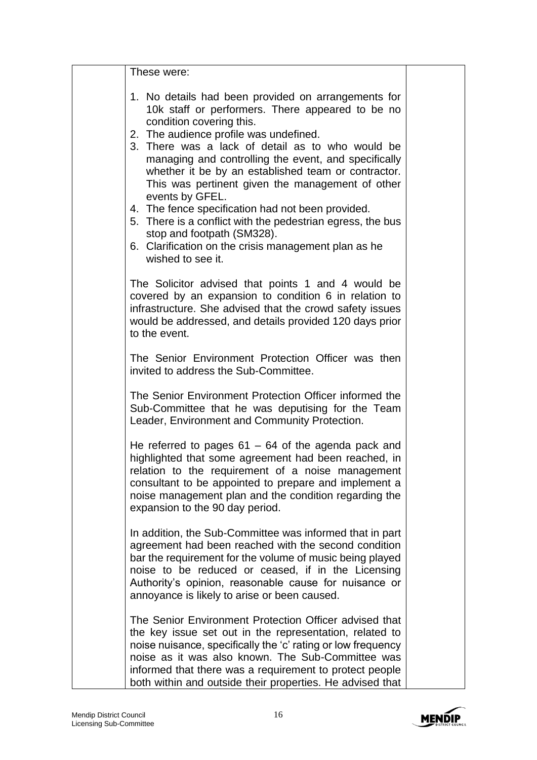These were:

1. No details had been provided on arrangements for 10k staff or performers. There appeared to be no condition covering this.
2. The audience profile was undefined.
3. There was a lack of detail as to who would be managing and controlling the event, and specifically whether it be by an established team or contractor. This was pertinent given the management of other events by GFEL.
4. The fence specification had not been provided.
5. There is a conflict with the pedestrian egress, the bus stop and footpath (SM328).
6. Clarification on the crisis management plan as he wished to see it.

The Solicitor advised that points 1 and 4 would be covered by an expansion to condition 6 in relation to infrastructure. She advised that the crowd safety issues would be addressed, and details provided 120 days prior to the event.

The Senior Environment Protection Officer was then invited to address the Sub-Committee.

The Senior Environment Protection Officer informed the Sub-Committee that he was deputising for the Team Leader, Environment and Community Protection.

He referred to pages 61 – 64 of the agenda pack and highlighted that some agreement had been reached, in relation to the requirement of a noise management consultant to be appointed to prepare and implement a noise management plan and the condition regarding the expansion to the 90 day period.

In addition, the Sub-Committee was informed that in part agreement had been reached with the second condition bar the requirement for the volume of music being played noise to be reduced or ceased, if in the Licensing Authority's opinion, reasonable cause for nuisance or annoyance is likely to arise or been caused.

The Senior Environment Protection Officer advised that the key issue set out in the representation, related to noise nuisance, specifically the 'c' rating or low frequency noise as it was also known. The Sub-Committee was informed that there was a requirement to protect people both within and outside their properties. He advised that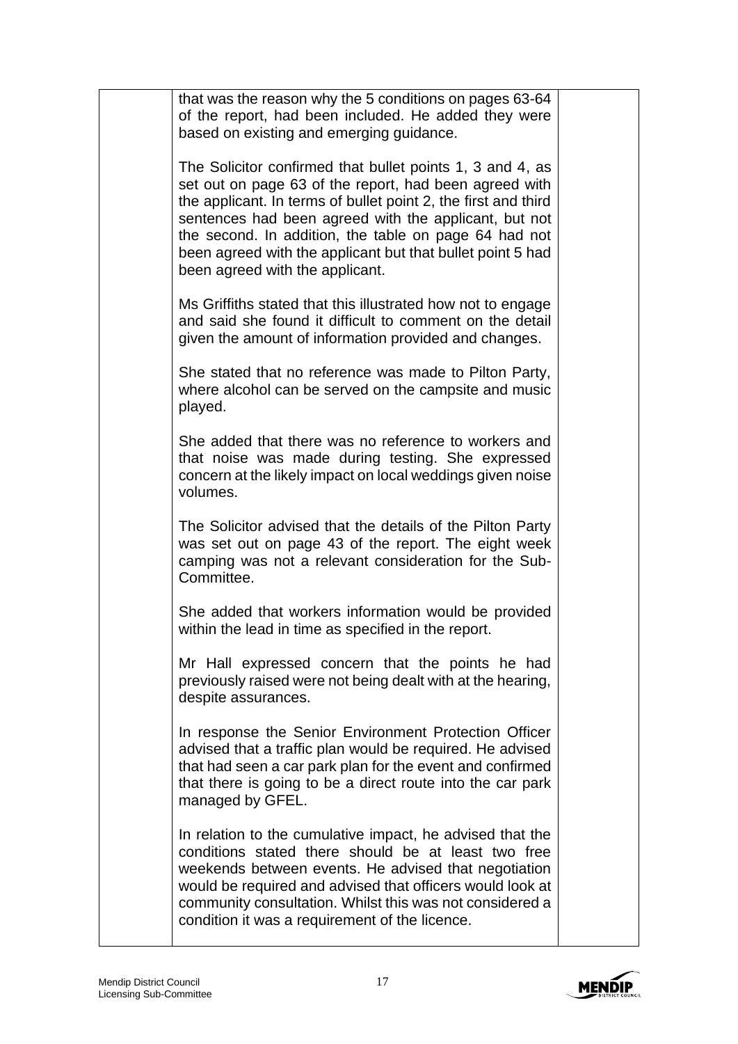that was the reason why the 5 conditions on pages 63-64 of the report, had been included. He added they were based on existing and emerging guidance.

The Solicitor confirmed that bullet points 1, 3 and 4, as set out on page 63 of the report, had been agreed with the applicant. In terms of bullet point 2, the first and third sentences had been agreed with the applicant, but not the second. In addition, the table on page 64 had not been agreed with the applicant but that bullet point 5 had been agreed with the applicant.

Ms Griffiths stated that this illustrated how not to engage and said she found it difficult to comment on the detail given the amount of information provided and changes.

She stated that no reference was made to Pilton Party, where alcohol can be served on the campsite and music played.

She added that there was no reference to workers and that noise was made during testing. She expressed concern at the likely impact on local weddings given noise volumes.

The Solicitor advised that the details of the Pilton Party was set out on page 43 of the report. The eight week camping was not a relevant consideration for the Sub-Committee.

She added that workers information would be provided within the lead in time as specified in the report.

Mr Hall expressed concern that the points he had previously raised were not being dealt with at the hearing, despite assurances.

In response the Senior Environment Protection Officer advised that a traffic plan would be required. He advised that had seen a car park plan for the event and confirmed that there is going to be a direct route into the car park managed by GFEL.

In relation to the cumulative impact, he advised that the conditions stated there should be at least two free weekends between events. He advised that negotiation would be required and advised that officers would look at community consultation. Whilst this was not considered a condition it was a requirement of the licence.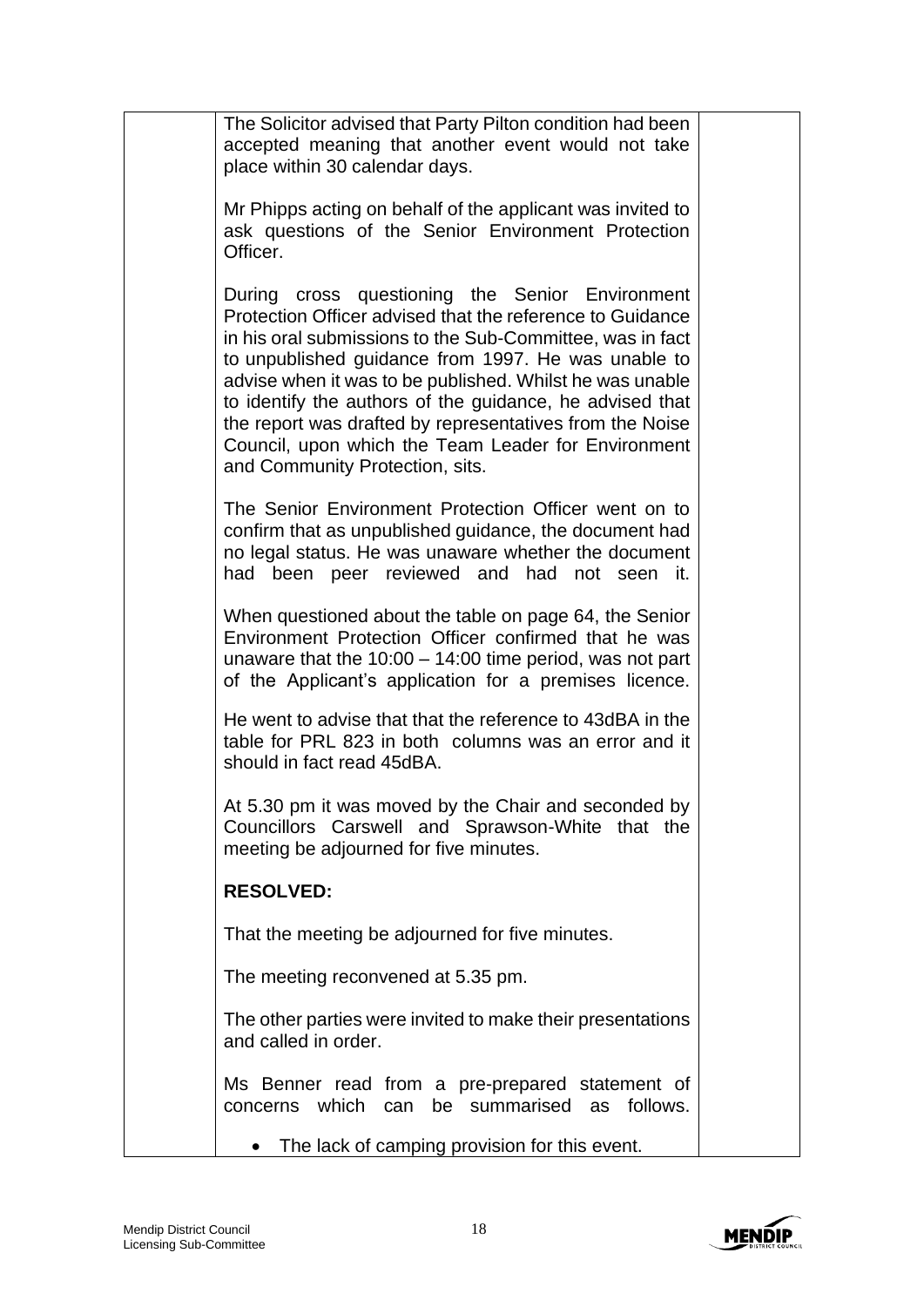The Solicitor advised that Party Pilton condition had been accepted meaning that another event would not take place within 30 calendar days.

Mr Phipps acting on behalf of the applicant was invited to ask questions of the Senior Environment Protection Officer.

During cross questioning the Senior Environment Protection Officer advised that the reference to Guidance in his oral submissions to the Sub-Committee, was in fact to unpublished guidance from 1997. He was unable to advise when it was to be published. Whilst he was unable to identify the authors of the guidance, he advised that the report was drafted by representatives from the Noise Council, upon which the Team Leader for Environment and Community Protection, sits.

The Senior Environment Protection Officer went on to confirm that as unpublished guidance, the document had no legal status. He was unaware whether the document had been peer reviewed and had not seen it.

When questioned about the table on page 64, the Senior Environment Protection Officer confirmed that he was unaware that the 10:00 – 14:00 time period, was not part of the Applicant's application for a premises licence.

He went to advise that that the reference to 43dBA in the table for PRL 823 in both columns was an error and it should in fact read 45dBA.

At 5.30 pm it was moved by the Chair and seconded by Councillors Carswell and Sprawson-White that the meeting be adjourned for five minutes.

**RESOLVED:**

That the meeting be adjourned for five minutes.

The meeting reconvened at 5.35 pm.

The other parties were invited to make their presentations and called in order.

Ms Benner read from a pre-prepared statement of concerns which can be summarised as follows.

- The lack of camping provision for this event.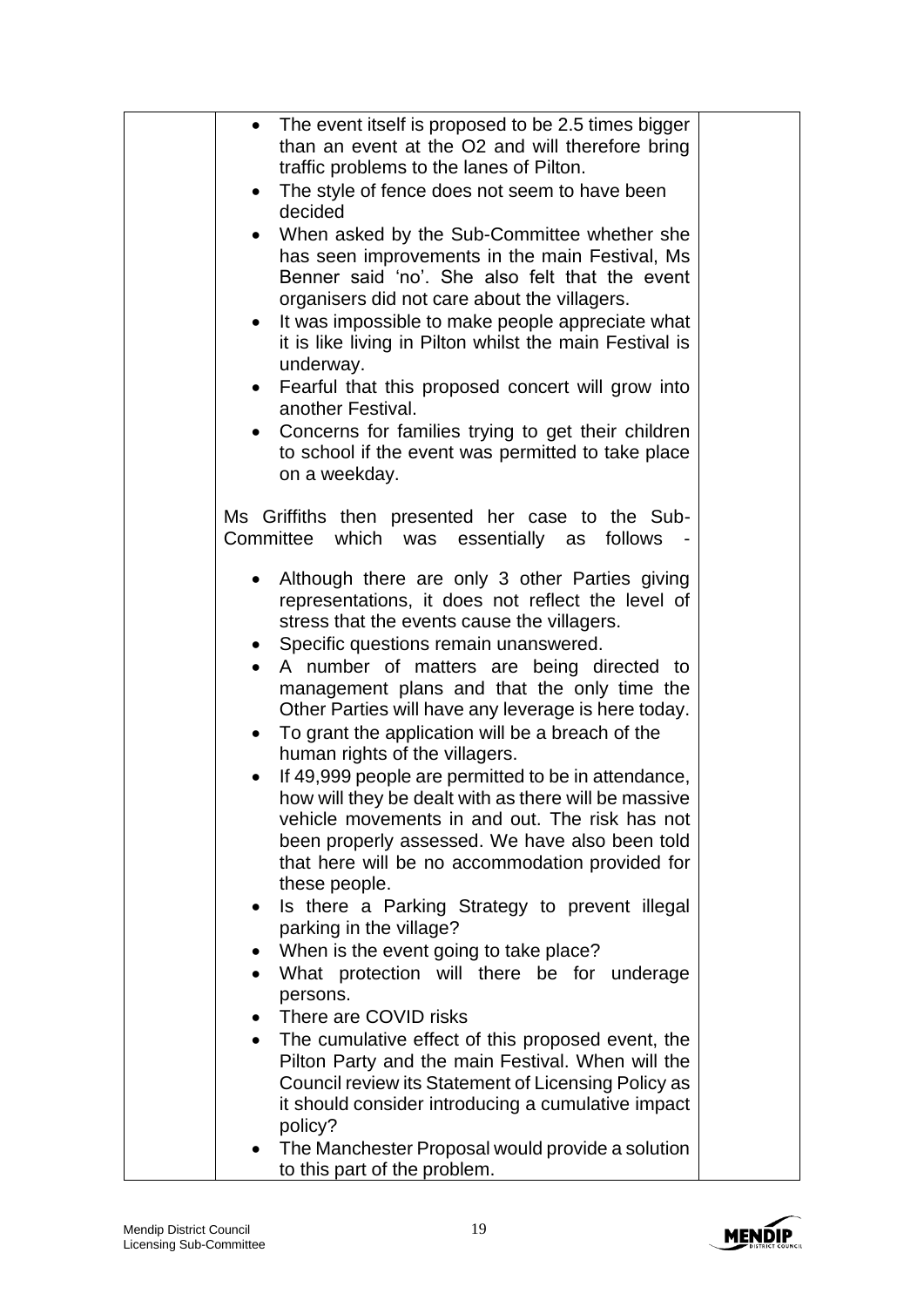- The event itself is proposed to be 2.5 times bigger than an event at the O2 and will therefore bring traffic problems to the lanes of Pilton.
- The style of fence does not seem to have been decided
- When asked by the Sub-Committee whether she has seen improvements in the main Festival, Ms Benner said 'no'. She also felt that the event organisers did not care about the villagers.
- It was impossible to make people appreciate what it is like living in Pilton whilst the main Festival is underway.
- Fearful that this proposed concert will grow into another Festival.
- Concerns for families trying to get their children to school if the event was permitted to take place on a weekday.

Ms Griffiths then presented her case to the Sub-Committee which was essentially as follows -

- Although there are only 3 other Parties giving representations, it does not reflect the level of stress that the events cause the villagers.
- Specific questions remain unanswered.
- A number of matters are being directed to management plans and that the only time the Other Parties will have any leverage is here today.
- To grant the application will be a breach of the human rights of the villagers.
- If 49,999 people are permitted to be in attendance, how will they be dealt with as there will be massive vehicle movements in and out. The risk has not been properly assessed. We have also been told that here will be no accommodation provided for these people.
- Is there a Parking Strategy to prevent illegal parking in the village?
- When is the event going to take place?
- What protection will there be for underage persons.
- There are COVID risks
- The cumulative effect of this proposed event, the Pilton Party and the main Festival. When will the Council review its Statement of Licensing Policy as it should consider introducing a cumulative impact policy?
- The Manchester Proposal would provide a solution to this part of the problem.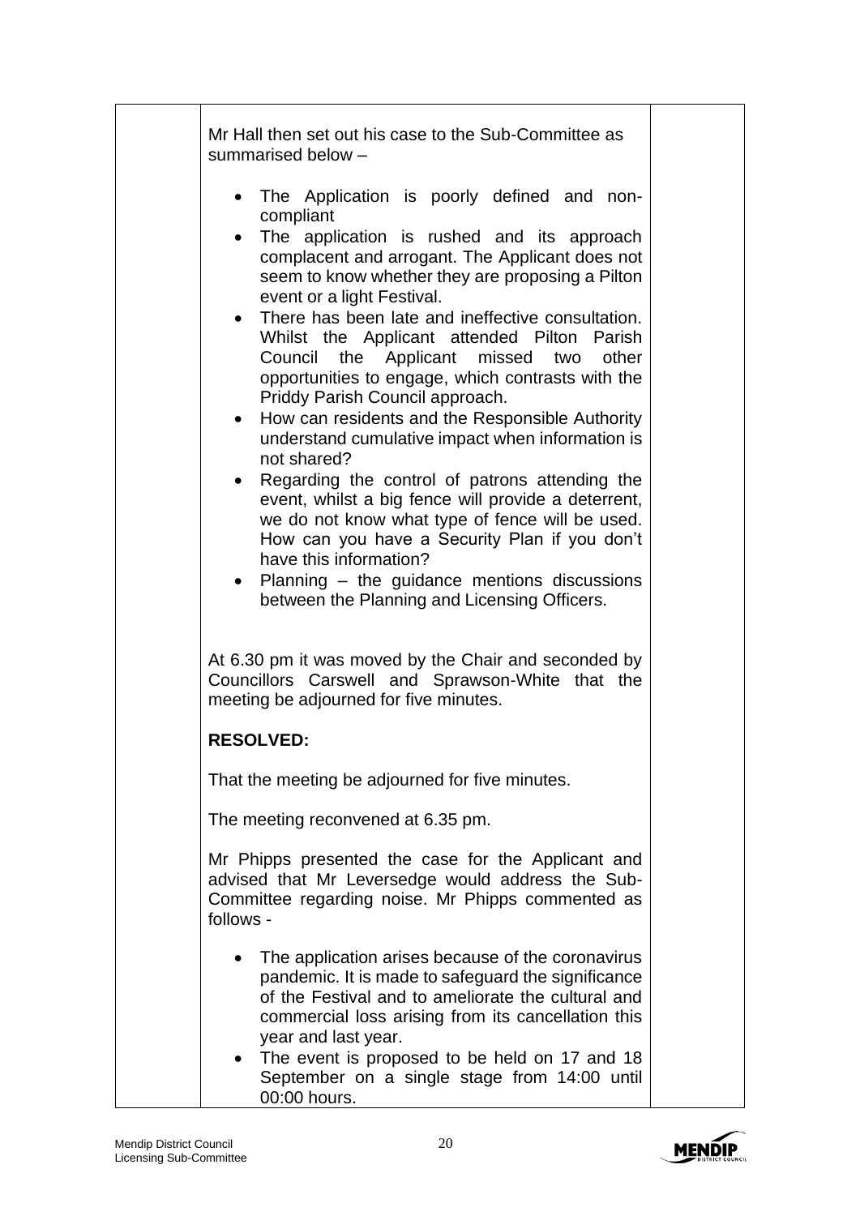Mr Hall then set out his case to the Sub-Committee as summarised below –

- The Application is poorly defined and non-compliant
- The application is rushed and its approach complacent and arrogant. The Applicant does not seem to know whether they are proposing a Pilton event or a light Festival.
- There has been late and ineffective consultation. Whilst the Applicant attended Pilton Parish Council the Applicant missed two other opportunities to engage, which contrasts with the Priddy Parish Council approach.
- How can residents and the Responsible Authority understand cumulative impact when information is not shared?
- Regarding the control of patrons attending the event, whilst a big fence will provide a deterrent, we do not know what type of fence will be used. How can you have a Security Plan if you don't have this information?
- Planning – the guidance mentions discussions between the Planning and Licensing Officers.

At 6.30 pm it was moved by the Chair and seconded by Councillors Carswell and Sprawson-White that the meeting be adjourned for five minutes.

**RESOLVED:**

That the meeting be adjourned for five minutes.

The meeting reconvened at 6.35 pm.

Mr Phipps presented the case for the Applicant and advised that Mr Leversedge would address the Sub-Committee regarding noise. Mr Phipps commented as follows -

- The application arises because of the coronavirus pandemic. It is made to safeguard the significance of the Festival and to ameliorate the cultural and commercial loss arising from its cancellation this year and last year.
- The event is proposed to be held on 17 and 18 September on a single stage from 14:00 until 00:00 hours.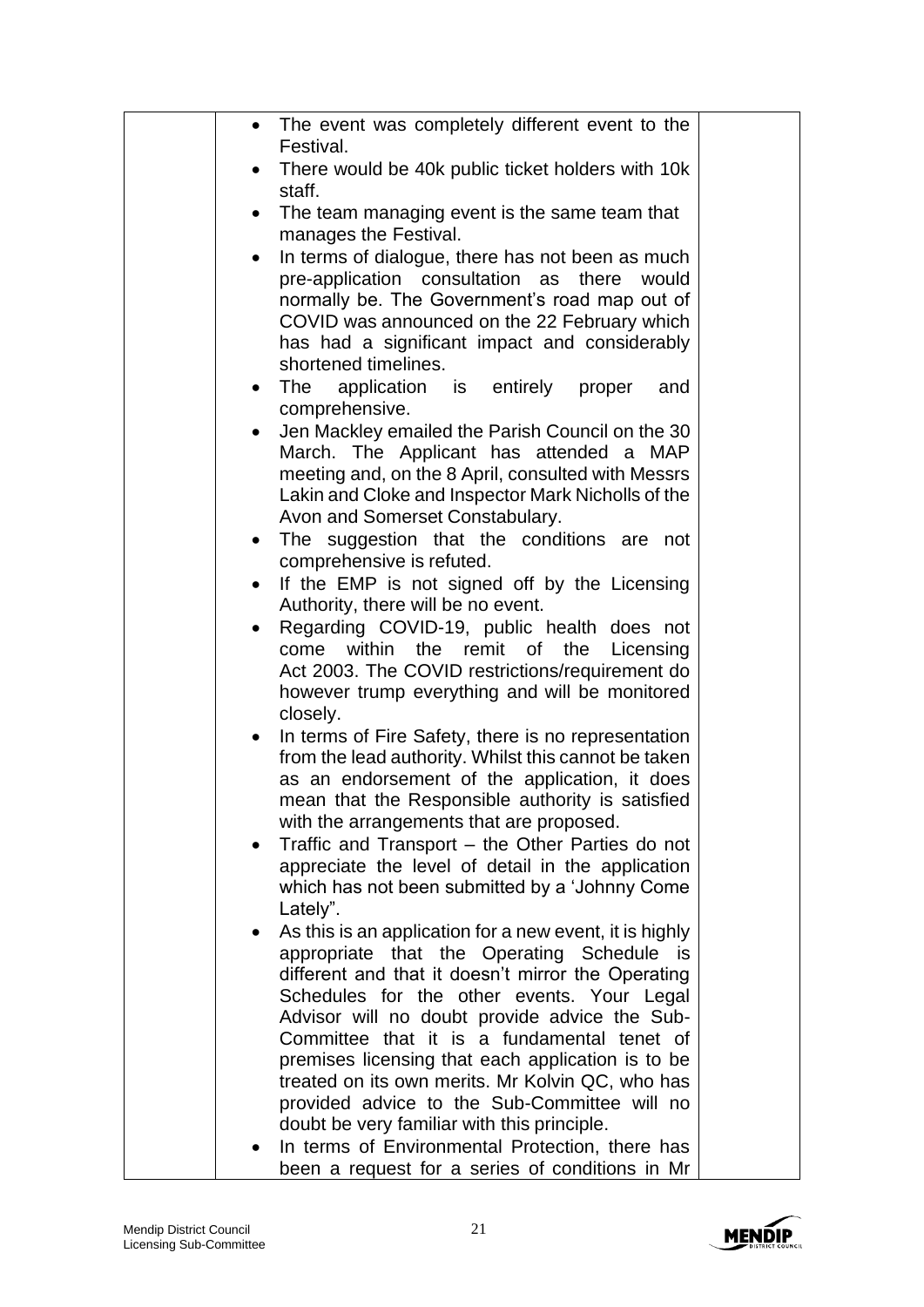| | | |
|---|---|---|
| | • The event was completely different event to the Festival.<br>• There would be 40k public ticket holders with 10k staff.<br>• The team managing event is the same team that manages the Festival.<br>• In terms of dialogue, there has not been as much pre-application consultation as there would normally be. The Government's road map out of COVID was announced on the 22 February which has had a significant impact and considerably shortened timelines.<br>• The application is entirely proper and comprehensive.<br>• Jen Mackley emailed the Parish Council on the 30 March. The Applicant has attended a MAP meeting and, on the 8 April, consulted with Messrs Lakin and Cloke and Inspector Mark Nicholls of the Avon and Somerset Constabulary.<br>• The suggestion that the conditions are not comprehensive is refuted.<br>• If the EMP is not signed off by the Licensing Authority, there will be no event.<br>• Regarding COVID-19, public health does not come within the remit of the Licensing Act 2003. The COVID restrictions/requirement do however trump everything and will be monitored closely.<br>• In terms of Fire Safety, there is no representation from the lead authority. Whilst this cannot be taken as an endorsement of the application, it does mean that the Responsible authority is satisfied with the arrangements that are proposed.<br>• Traffic and Transport – the Other Parties do not appreciate the level of detail in the application which has not been submitted by a 'Johnny Come Lately".<br>• As this is an application for a new event, it is highly appropriate that the Operating Schedule is different and that it doesn't mirror the Operating Schedules for the other events. Your Legal Advisor will no doubt provide advice the Sub-Committee that it is a fundamental tenet of premises licensing that each application is to be treated on its own merits. Mr Kolvin QC, who has provided advice to the Sub-Committee will no doubt be very familiar with this principle.<br>• In terms of Environmental Protection, there has been a request for a series of conditions in Mr | |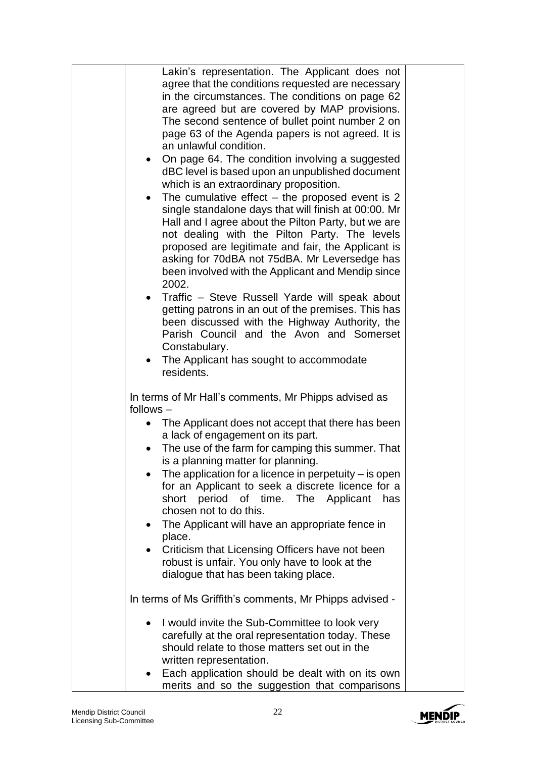Lakin's representation. The Applicant does not agree that the conditions requested are necessary in the circumstances. The conditions on page 62 are agreed but are covered by MAP provisions. The second sentence of bullet point number 2 on page 63 of the Agenda papers is not agreed. It is an unlawful condition.

- On page 64. The condition involving a suggested dBC level is based upon an unpublished document which is an extraordinary proposition.
- The cumulative effect – the proposed event is 2 single standalone days that will finish at 00:00. Mr Hall and I agree about the Pilton Party, but we are not dealing with the Pilton Party. The levels proposed are legitimate and fair, the Applicant is asking for 70dBA not 75dBA. Mr Leversedge has been involved with the Applicant and Mendip since 2002.
- Traffic – Steve Russell Yarde will speak about getting patrons in an out of the premises. This has been discussed with the Highway Authority, the Parish Council and the Avon and Somerset Constabulary.
- The Applicant has sought to accommodate residents.

In terms of Mr Hall's comments, Mr Phipps advised as follows –

- The Applicant does not accept that there has been a lack of engagement on its part.
- The use of the farm for camping this summer. That is a planning matter for planning.
- The application for a licence in perpetuity – is open for an Applicant to seek a discrete licence for a short period of time. The Applicant has chosen not to do this.
- The Applicant will have an appropriate fence in place.
- Criticism that Licensing Officers have not been robust is unfair. You only have to look at the dialogue that has been taking place.

In terms of Ms Griffith's comments, Mr Phipps advised -

- I would invite the Sub-Committee to look very carefully at the oral representation today. These should relate to those matters set out in the written representation.
- Each application should be dealt with on its own merits and so the suggestion that comparisons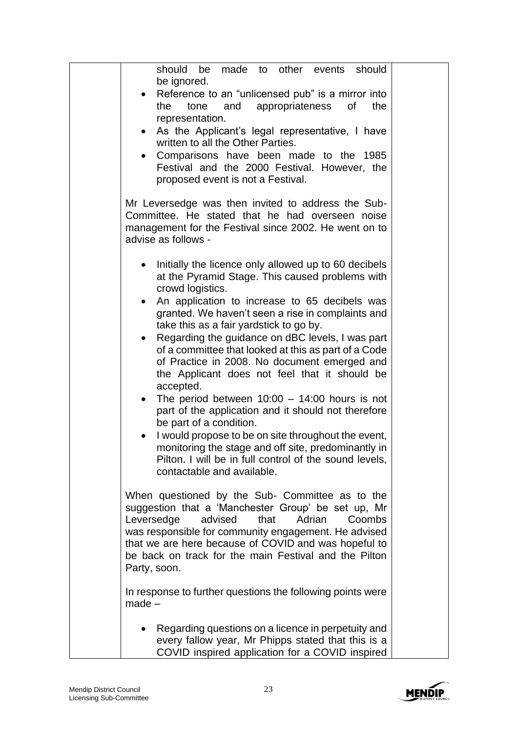should be made to other events should be ignored.

- Reference to an "unlicensed pub" is a mirror into the tone and appropriateness of the representation.
- As the Applicant's legal representative, I have written to all the Other Parties.
- Comparisons have been made to the 1985 Festival and the 2000 Festival. However, the proposed event is not a Festival.

Mr Leversedge was then invited to address the Sub-Committee. He stated that he had overseen noise management for the Festival since 2002. He went on to advise as follows -

- Initially the licence only allowed up to 60 decibels at the Pyramid Stage. This caused problems with crowd logistics.
- An application to increase to 65 decibels was granted. We haven't seen a rise in complaints and take this as a fair yardstick to go by.
- Regarding the guidance on dBC levels, I was part of a committee that looked at this as part of a Code of Practice in 2008. No document emerged and the Applicant does not feel that it should be accepted.
- The period between 10:00 – 14:00 hours is not part of the application and it should not therefore be part of a condition.
- I would propose to be on site throughout the event, monitoring the stage and off site, predominantly in Pilton. I will be in full control of the sound levels, contactable and available.

When questioned by the Sub- Committee as to the suggestion that a 'Manchester Group' be set up, Mr Leversedge advised that Adrian Coombs was responsible for community engagement. He advised that we are here because of COVID and was hopeful to be back on track for the main Festival and the Pilton Party, soon.

In response to further questions the following points were made –

- Regarding questions on a licence in perpetuity and every fallow year, Mr Phipps stated that this is a COVID inspired application for a COVID inspired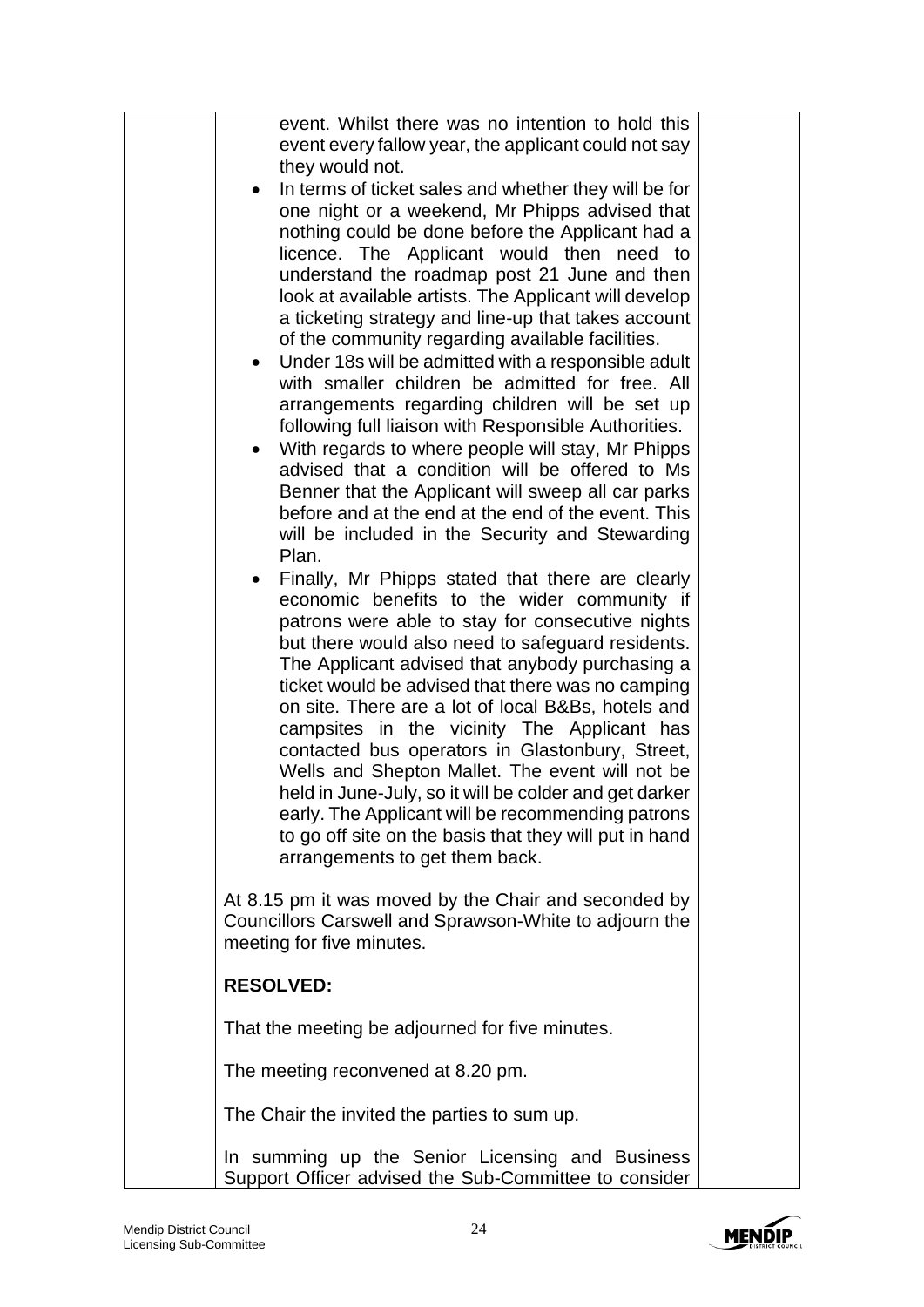event. Whilst there was no intention to hold this event every fallow year, the applicant could not say they would not.

- In terms of ticket sales and whether they will be for one night or a weekend, Mr Phipps advised that nothing could be done before the Applicant had a licence. The Applicant would then need to understand the roadmap post 21 June and then look at available artists. The Applicant will develop a ticketing strategy and line-up that takes account of the community regarding available facilities.
- Under 18s will be admitted with a responsible adult with smaller children be admitted for free. All arrangements regarding children will be set up following full liaison with Responsible Authorities.
- With regards to where people will stay, Mr Phipps advised that a condition will be offered to Ms Benner that the Applicant will sweep all car parks before and at the end at the end of the event. This will be included in the Security and Stewarding Plan.
- Finally, Mr Phipps stated that there are clearly economic benefits to the wider community if patrons were able to stay for consecutive nights but there would also need to safeguard residents. The Applicant advised that anybody purchasing a ticket would be advised that there was no camping on site. There are a lot of local B&Bs, hotels and campsites in the vicinity The Applicant has contacted bus operators in Glastonbury, Street, Wells and Shepton Mallet. The event will not be held in June-July, so it will be colder and get darker early. The Applicant will be recommending patrons to go off site on the basis that they will put in hand arrangements to get them back.

At 8.15 pm it was moved by the Chair and seconded by Councillors Carswell and Sprawson-White to adjourn the meeting for five minutes.

**RESOLVED:**

That the meeting be adjourned for five minutes.

The meeting reconvened at 8.20 pm.

The Chair the invited the parties to sum up.

In summing up the Senior Licensing and Business Support Officer advised the Sub-Committee to consider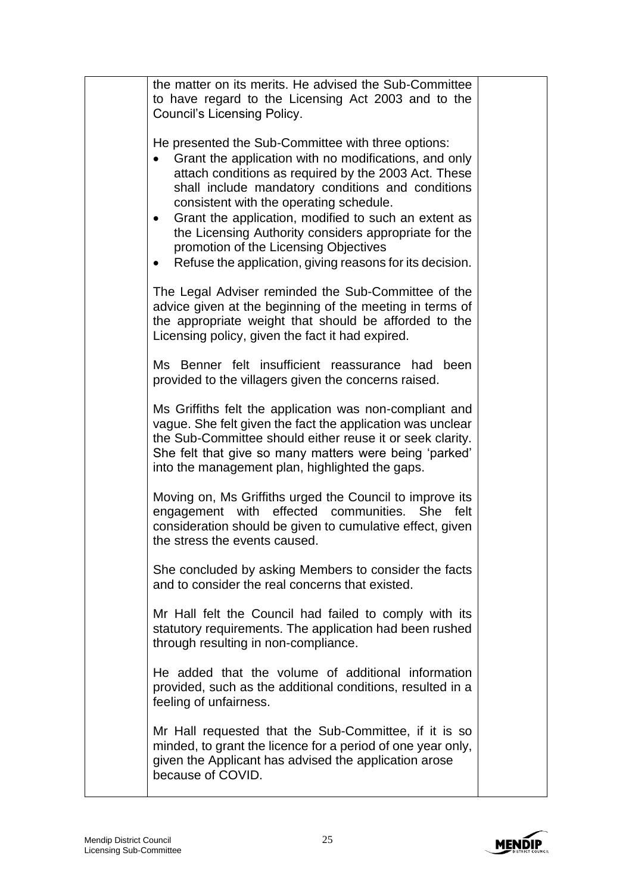the matter on its merits. He advised the Sub-Committee to have regard to the Licensing Act 2003 and to the Council's Licensing Policy.

He presented the Sub-Committee with three options:

- Grant the application with no modifications, and only attach conditions as required by the 2003 Act. These shall include mandatory conditions and conditions consistent with the operating schedule.
- Grant the application, modified to such an extent as the Licensing Authority considers appropriate for the promotion of the Licensing Objectives
- Refuse the application, giving reasons for its decision.

The Legal Adviser reminded the Sub-Committee of the advice given at the beginning of the meeting in terms of the appropriate weight that should be afforded to the Licensing policy, given the fact it had expired.

Ms Benner felt insufficient reassurance had been provided to the villagers given the concerns raised.

Ms Griffiths felt the application was non-compliant and vague. She felt given the fact the application was unclear the Sub-Committee should either reuse it or seek clarity. She felt that give so many matters were being 'parked' into the management plan, highlighted the gaps.

Moving on, Ms Griffiths urged the Council to improve its engagement with effected communities. She felt consideration should be given to cumulative effect, given the stress the events caused.

She concluded by asking Members to consider the facts and to consider the real concerns that existed.

Mr Hall felt the Council had failed to comply with its statutory requirements. The application had been rushed through resulting in non-compliance.

He added that the volume of additional information provided, such as the additional conditions, resulted in a feeling of unfairness.

Mr Hall requested that the Sub-Committee, if it is so minded, to grant the licence for a period of one year only, given the Applicant has advised the application arose because of COVID.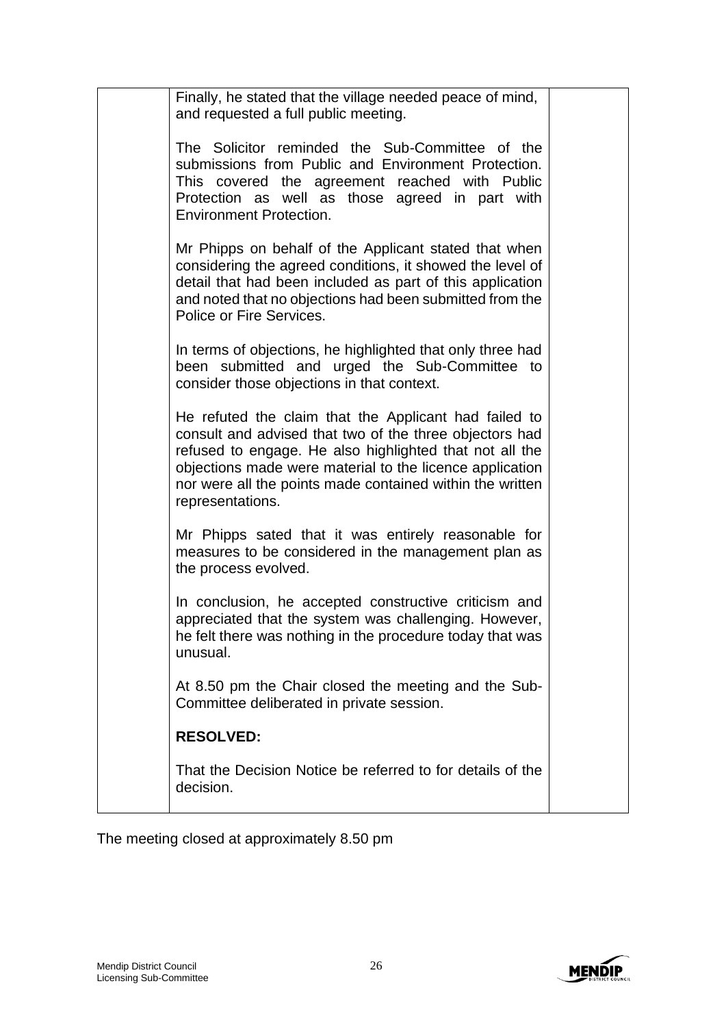| | | |
|---|---|---|
| | Finally, he stated that the village needed peace of mind, and requested a full public meeting.<br><br>The Solicitor reminded the Sub-Committee of the submissions from Public and Environment Protection. This covered the agreement reached with Public Protection as well as those agreed in part with Environment Protection.<br><br>Mr Phipps on behalf of the Applicant stated that when considering the agreed conditions, it showed the level of detail that had been included as part of this application and noted that no objections had been submitted from the Police or Fire Services.<br><br>In terms of objections, he highlighted that only three had been submitted and urged the Sub-Committee to consider those objections in that context.<br><br>He refuted the claim that the Applicant had failed to consult and advised that two of the three objectors had refused to engage. He also highlighted that not all the objections made were material to the licence application nor were all the points made contained within the written representations.<br><br>Mr Phipps sated that it was entirely reasonable for measures to be considered in the management plan as the process evolved.<br><br>In conclusion, he accepted constructive criticism and appreciated that the system was challenging. However, he felt there was nothing in the procedure today that was unusual.<br><br>At 8.50 pm the Chair closed the meeting and the Sub-Committee deliberated in private session.<br><br>**RESOLVED:**<br><br>That the Decision Notice be referred to for details of the decision. | |

The meeting closed at approximately 8.50 pm